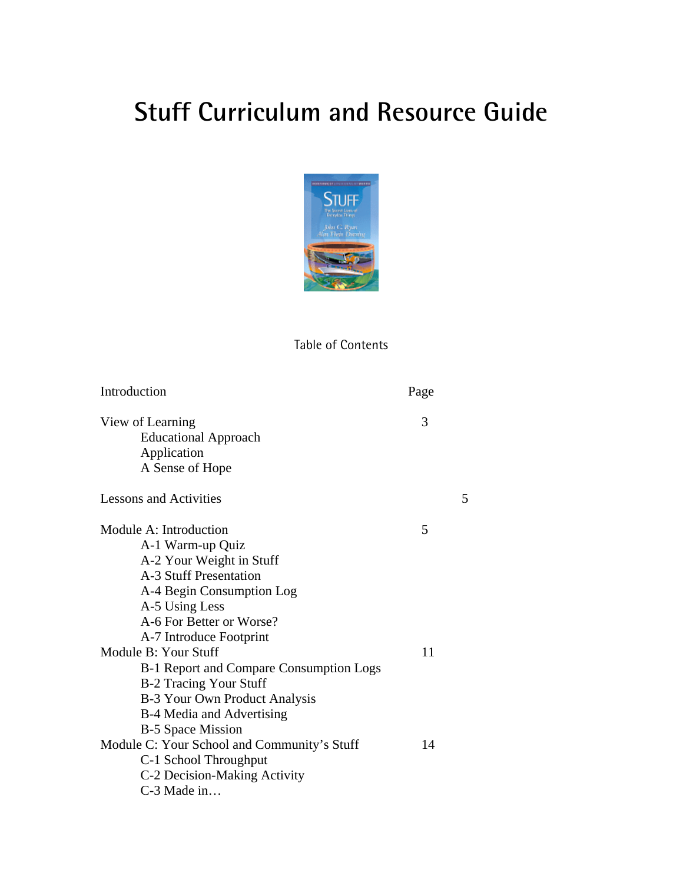# Stuff Curriculum and Resource Guide

Table of Contents

| Introduction | Page |
|---|---|
| View of Learning | 3 |
| Educational Approach | |
| Application | |
| A Sense of Hope | |
| Lessons and Activities | 5 |
| Module A: Introduction | 5 |
| A-1 Warm-up Quiz | |
| A-2 Your Weight in Stuff | |
| A-3 Stuff Presentation | |
| A-4 Begin Consumption Log | |
| A-5 Using Less | |
| A-6 For Better or Worse? | |
| A-7 Introduce Footprint | |
| Module B: Your Stuff | 11 |
| B-1 Report and Compare Consumption Logs | |
| B-2 Tracing Your Stuff | |
| B-3 Your Own Product Analysis | |
| B-4 Media and Advertising | |
| B-5 Space Mission | |
| Module C: Your School and Community's Stuff | 14 |
| C-1 School Throughput | |
| C-2 Decision-Making Activity | |
| C-3 Made in… | |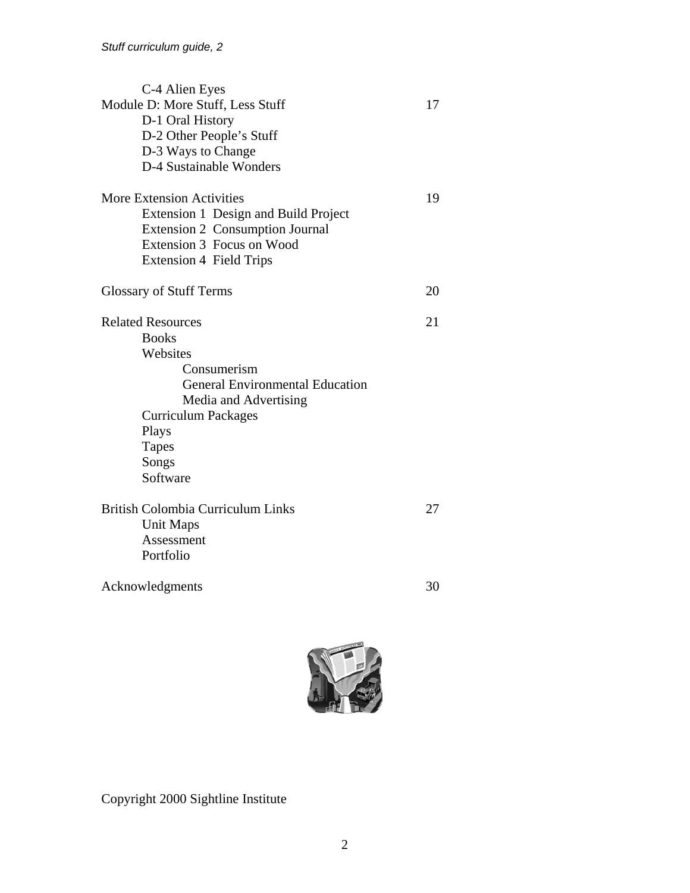C-4 Alien Eyes

Module D: More Stuff, Less Stuff 17

- D-1 Oral History
- D-2 Other People's Stuff
- D-3 Ways to Change
- D-4 Sustainable Wonders

More Extension Activities 19

- Extension 1 Design and Build Project
- Extension 2 Consumption Journal
- Extension 3 Focus on Wood
- Extension 4 Field Trips

Glossary of Stuff Terms 20

Related Resources 21

- Books
- Websites
  - Consumerism
  - General Environmental Education
  - Media and Advertising
- Curriculum Packages
- Plays
- Tapes
- Songs
- Software

British Colombia Curriculum Links 27

- Unit Maps
- Assessment
- Portfolio

Acknowledgments 30

Copyright 2000 Sightline Institute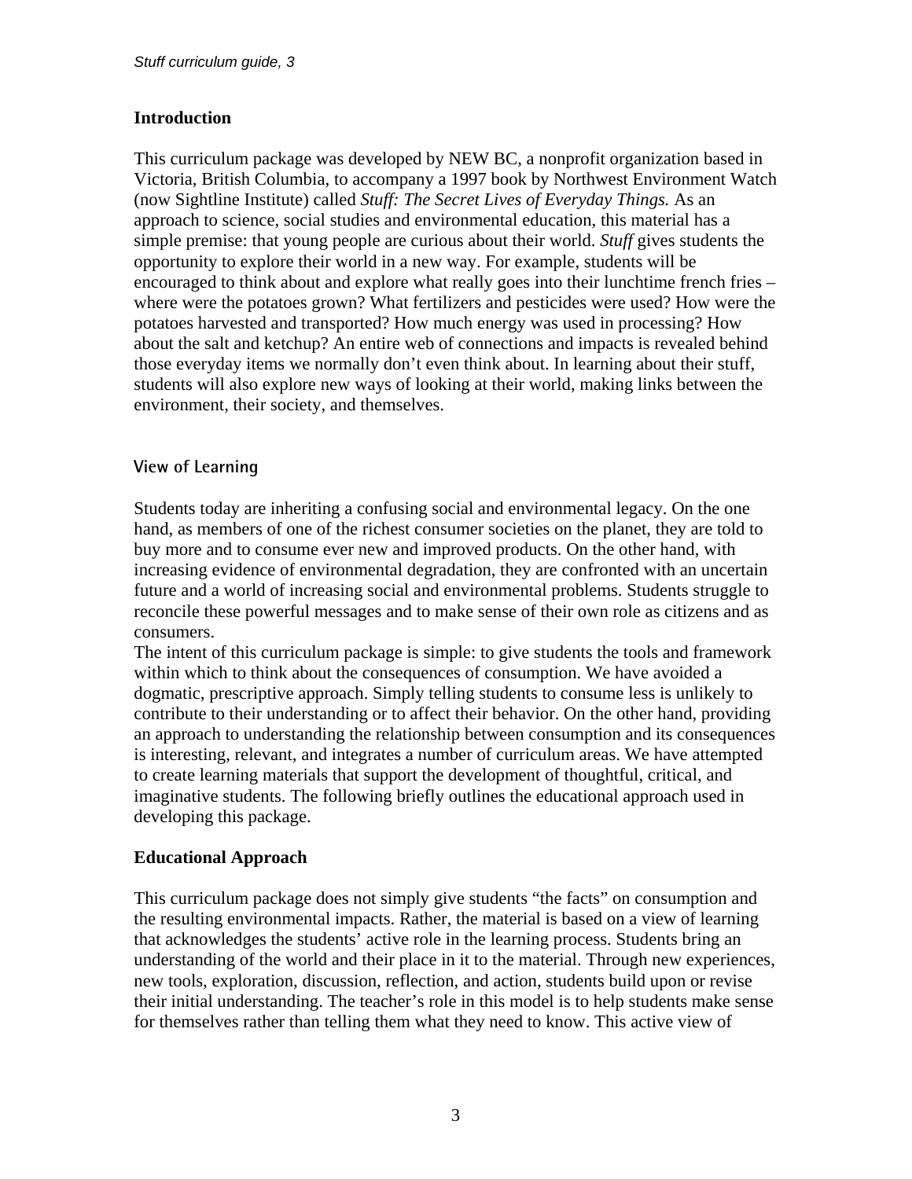## Introduction

This curriculum package was developed by NEW BC, a nonprofit organization based in Victoria, British Columbia, to accompany a 1997 book by Northwest Environment Watch (now Sightline Institute) called *Stuff: The Secret Lives of Everyday Things.* As an approach to science, social studies and environmental education, this material has a simple premise: that young people are curious about their world. *Stuff* gives students the opportunity to explore their world in a new way. For example, students will be encouraged to think about and explore what really goes into their lunchtime french fries – where were the potatoes grown? What fertilizers and pesticides were used? How were the potatoes harvested and transported? How much energy was used in processing? How about the salt and ketchup? An entire web of connections and impacts is revealed behind those everyday items we normally don't even think about. In learning about their stuff, students will also explore new ways of looking at their world, making links between the environment, their society, and themselves.

### View of Learning

Students today are inheriting a confusing social and environmental legacy. On the one hand, as members of one of the richest consumer societies on the planet, they are told to buy more and to consume ever new and improved products. On the other hand, with increasing evidence of environmental degradation, they are confronted with an uncertain future and a world of increasing social and environmental problems. Students struggle to reconcile these powerful messages and to make sense of their own role as citizens and as consumers.

The intent of this curriculum package is simple: to give students the tools and framework within which to think about the consequences of consumption. We have avoided a dogmatic, prescriptive approach. Simply telling students to consume less is unlikely to contribute to their understanding or to affect their behavior. On the other hand, providing an approach to understanding the relationship between consumption and its consequences is interesting, relevant, and integrates a number of curriculum areas. We have attempted to create learning materials that support the development of thoughtful, critical, and imaginative students. The following briefly outlines the educational approach used in developing this package.

## Educational Approach

This curriculum package does not simply give students "the facts" on consumption and the resulting environmental impacts. Rather, the material is based on a view of learning that acknowledges the students' active role in the learning process. Students bring an understanding of the world and their place in it to the material. Through new experiences, new tools, exploration, discussion, reflection, and action, students build upon or revise their initial understanding. The teacher's role in this model is to help students make sense for themselves rather than telling them what they need to know. This active view of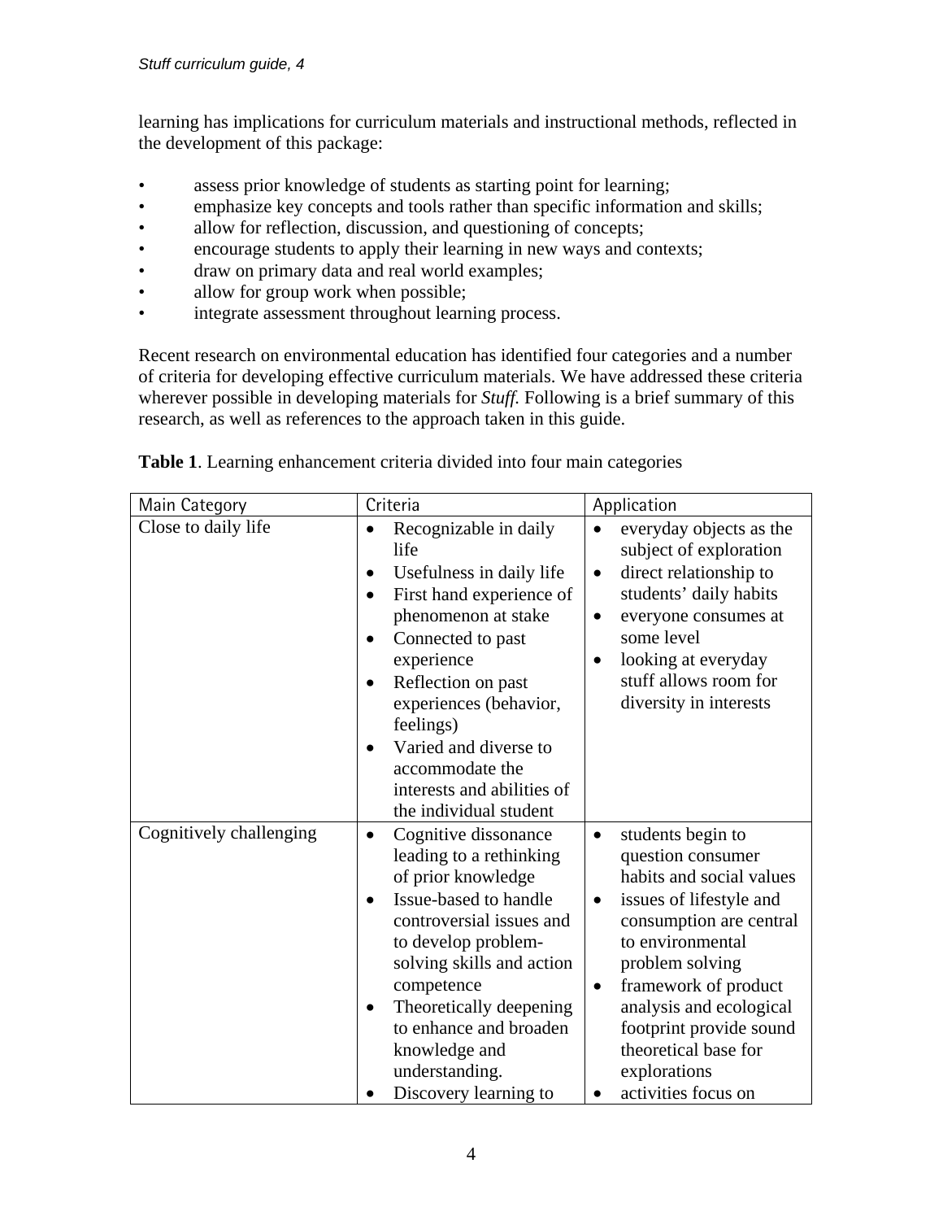learning has implications for curriculum materials and instructional methods, reflected in the development of this package:

- assess prior knowledge of students as starting point for learning;
- emphasize key concepts and tools rather than specific information and skills;
- allow for reflection, discussion, and questioning of concepts;
- encourage students to apply their learning in new ways and contexts;
- draw on primary data and real world examples;
- allow for group work when possible;
- integrate assessment throughout learning process.

Recent research on environmental education has identified four categories and a number of criteria for developing effective curriculum materials. We have addressed these criteria wherever possible in developing materials for *Stuff.* Following is a brief summary of this research, as well as references to the approach taken in this guide.

**Table 1**. Learning enhancement criteria divided into four main categories

| Main Category | Criteria | Application |
|---|---|---|
| Close to daily life | • Recognizable in daily life<br>• Usefulness in daily life<br>• First hand experience of phenomenon at stake<br>• Connected to past experience<br>• Reflection on past experiences (behavior, feelings)<br>• Varied and diverse to accommodate the interests and abilities of the individual student | • everyday objects as the subject of exploration<br>• direct relationship to students' daily habits<br>• everyone consumes at some level<br>• looking at everyday stuff allows room for diversity in interests |
| Cognitively challenging | • Cognitive dissonance leading to a rethinking of prior knowledge<br>• Issue-based to handle controversial issues and to develop problem-solving skills and action competence<br>• Theoretically deepening to enhance and broaden knowledge and understanding.<br>• Discovery learning to | • students begin to question consumer habits and social values<br>• issues of lifestyle and consumption are central to environmental problem solving<br>• framework of product analysis and ecological footprint provide sound theoretical base for explorations<br>• activities focus on |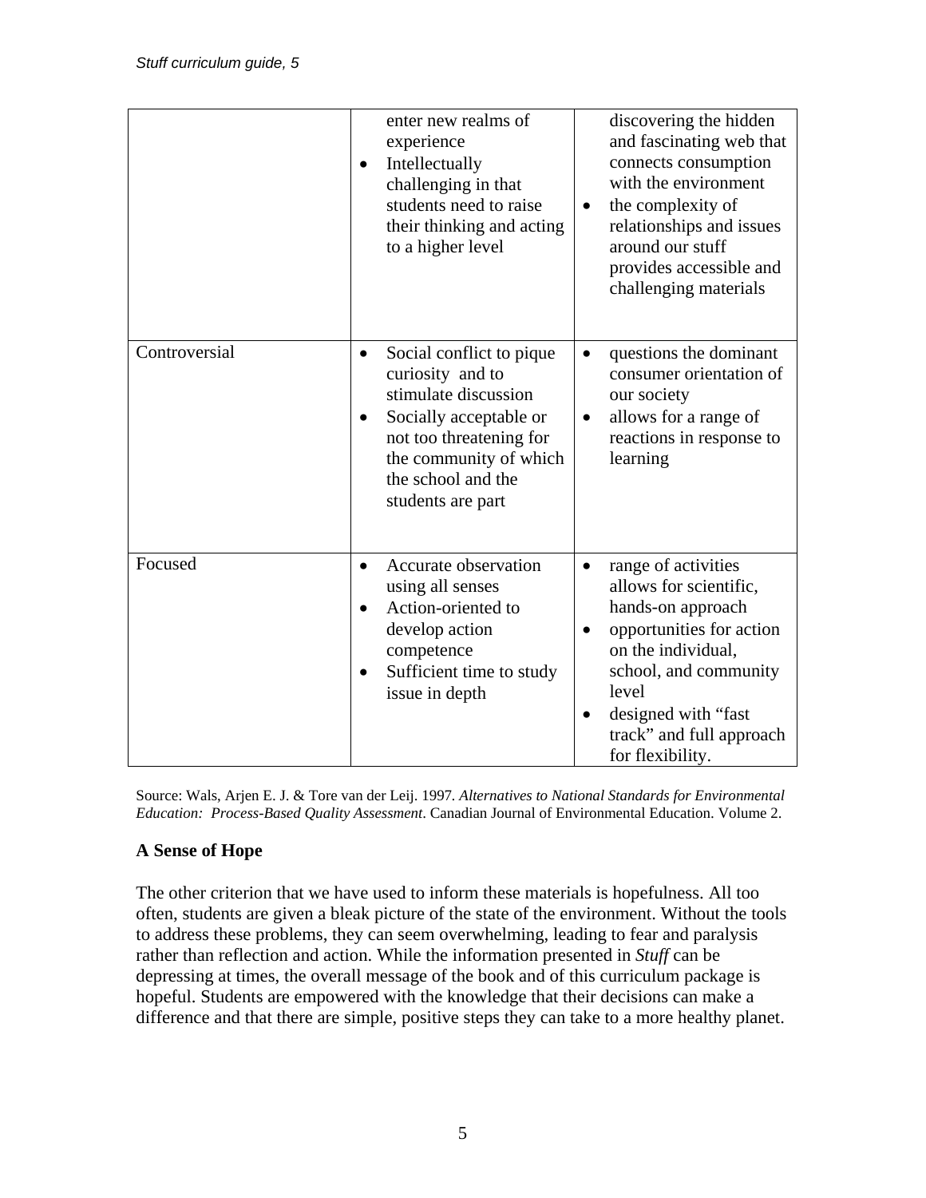| | | |
|---|---|---|
| | enter new realms of experience<br>• Intellectually challenging in that students need to raise their thinking and acting to a higher level | discovering the hidden and fascinating web that connects consumption with the environment<br>• the complexity of relationships and issues around our stuff provides accessible and challenging materials |
| Controversial | • Social conflict to pique curiosity and to stimulate discussion<br>• Socially acceptable or not too threatening for the community of which the school and the students are part | • questions the dominant consumer orientation of our society<br>• allows for a range of reactions in response to learning |
| Focused | • Accurate observation using all senses<br>• Action-oriented to develop action competence<br>• Sufficient time to study issue in depth | • range of activities allows for scientific, hands-on approach<br>• opportunities for action on the individual, school, and community level<br>• designed with "fast track" and full approach for flexibility. |

Source: Wals, Arjen E. J. & Tore van der Leij. 1997. *Alternatives to National Standards for Environmental Education: Process-Based Quality Assessment*. Canadian Journal of Environmental Education. Volume 2.

**A Sense of Hope**

The other criterion that we have used to inform these materials is hopefulness. All too often, students are given a bleak picture of the state of the environment. Without the tools to address these problems, they can seem overwhelming, leading to fear and paralysis rather than reflection and action. While the information presented in *Stuff* can be depressing at times, the overall message of the book and of this curriculum package is hopeful. Students are empowered with the knowledge that their decisions can make a difference and that there are simple, positive steps they can take to a more healthy planet.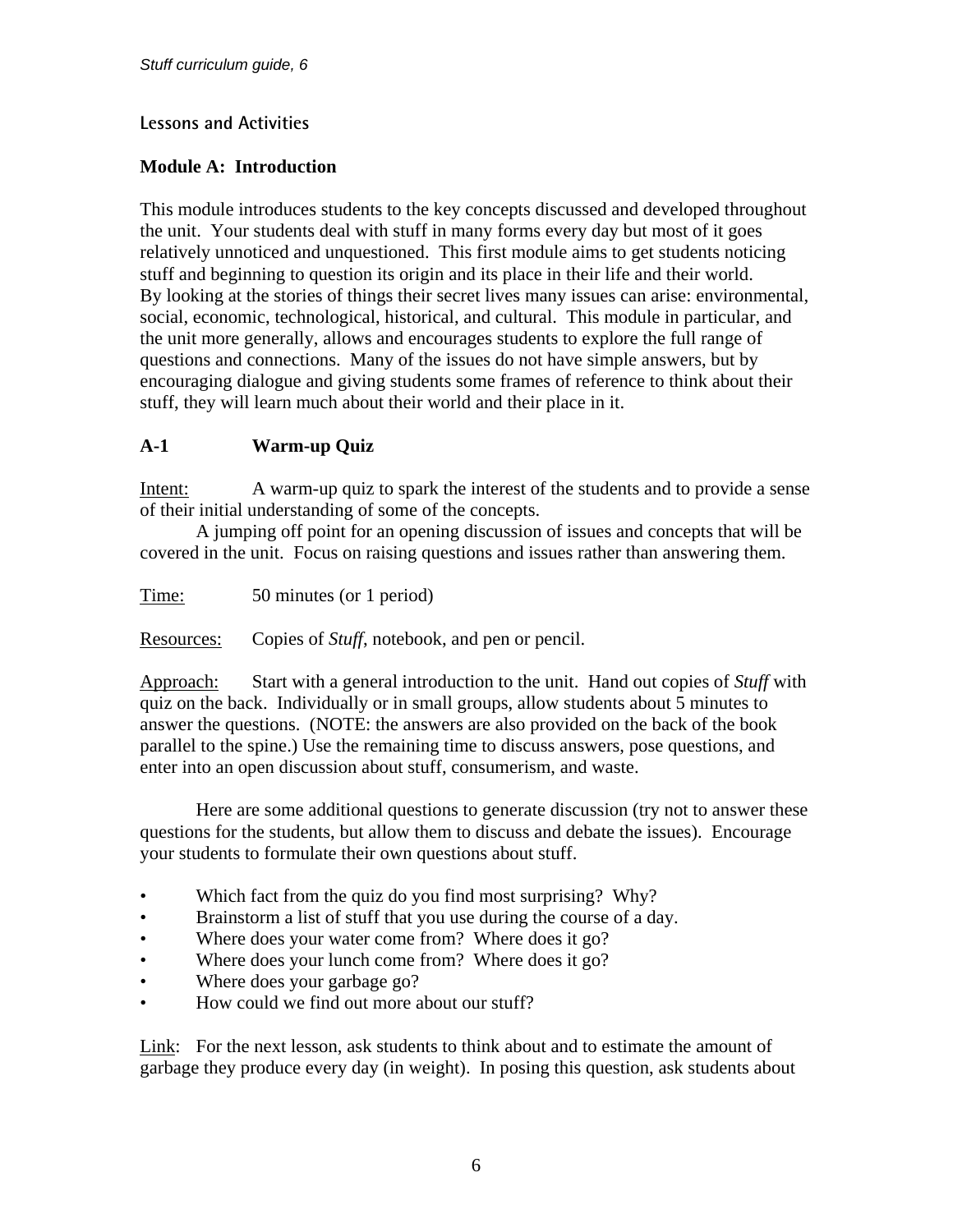## Lessons and Activities

### Module A: Introduction

This module introduces students to the key concepts discussed and developed throughout the unit. Your students deal with stuff in many forms every day but most of it goes relatively unnoticed and unquestioned. This first module aims to get students noticing stuff and beginning to question its origin and its place in their life and their world. By looking at the stories of things their secret lives many issues can arise: environmental, social, economic, technological, historical, and cultural. This module in particular, and the unit more generally, allows and encourages students to explore the full range of questions and connections. Many of the issues do not have simple answers, but by encouraging dialogue and giving students some frames of reference to think about their stuff, they will learn much about their world and their place in it.

### A-1 Warm-up Quiz

Intent: A warm-up quiz to spark the interest of the students and to provide a sense of their initial understanding of some of the concepts.

A jumping off point for an opening discussion of issues and concepts that will be covered in the unit. Focus on raising questions and issues rather than answering them.

Time: 50 minutes (or 1 period)

Resources: Copies of *Stuff*, notebook, and pen or pencil.

Approach: Start with a general introduction to the unit. Hand out copies of *Stuff* with quiz on the back. Individually or in small groups, allow students about 5 minutes to answer the questions. (NOTE: the answers are also provided on the back of the book parallel to the spine.) Use the remaining time to discuss answers, pose questions, and enter into an open discussion about stuff, consumerism, and waste.

Here are some additional questions to generate discussion (try not to answer these questions for the students, but allow them to discuss and debate the issues). Encourage your students to formulate their own questions about stuff.

- Which fact from the quiz do you find most surprising? Why?
- Brainstorm a list of stuff that you use during the course of a day.
- Where does your water come from? Where does it go?
- Where does your lunch come from? Where does it go?
- Where does your garbage go?
- How could we find out more about our stuff?

Link: For the next lesson, ask students to think about and to estimate the amount of garbage they produce every day (in weight). In posing this question, ask students about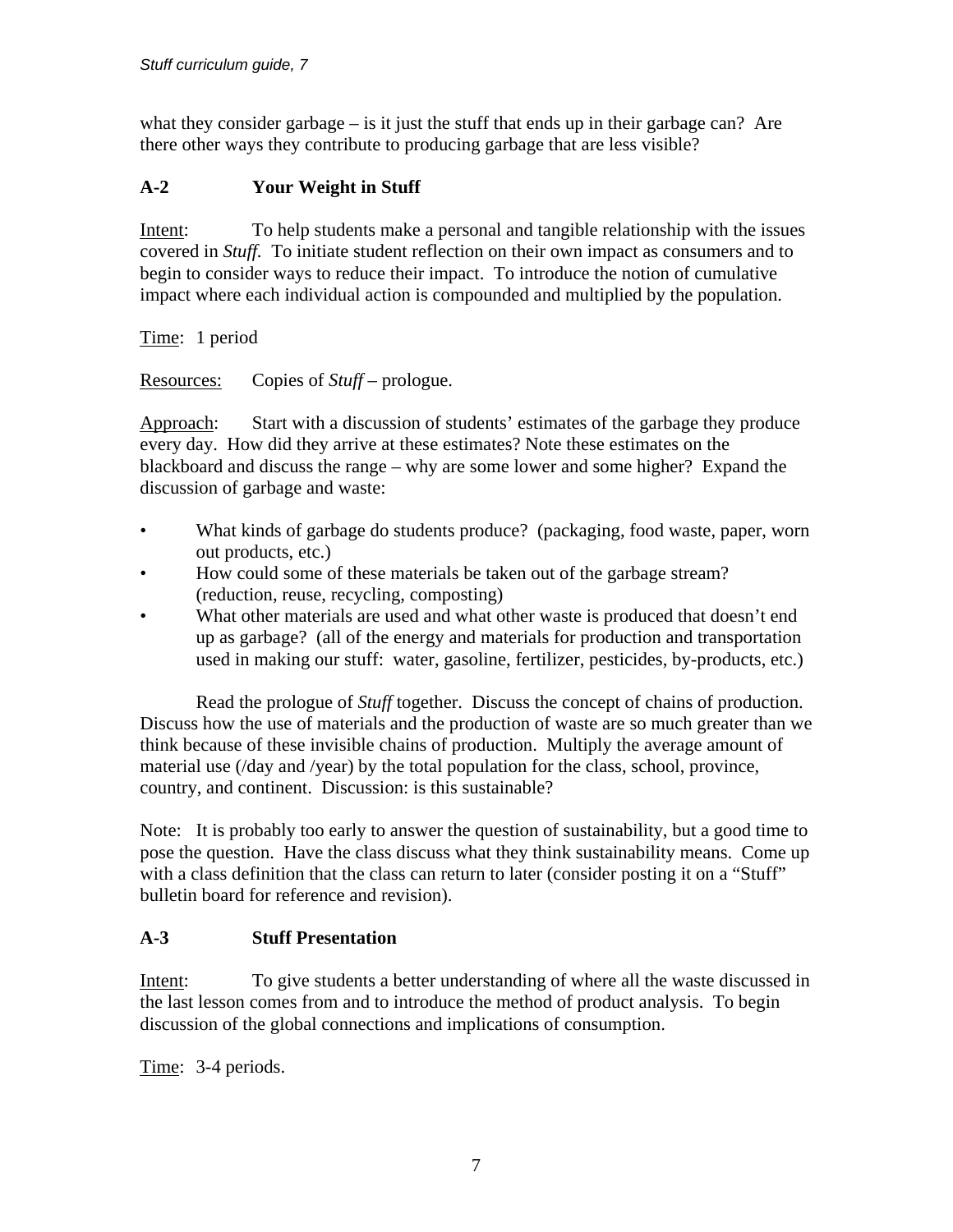what they consider garbage – is it just the stuff that ends up in their garbage can? Are there other ways they contribute to producing garbage that are less visible?

### A-2 Your Weight in Stuff

Intent: To help students make a personal and tangible relationship with the issues covered in *Stuff.* To initiate student reflection on their own impact as consumers and to begin to consider ways to reduce their impact. To introduce the notion of cumulative impact where each individual action is compounded and multiplied by the population.

Time: 1 period

Resources: Copies of *Stuff* – prologue.

Approach: Start with a discussion of students' estimates of the garbage they produce every day. How did they arrive at these estimates? Note these estimates on the blackboard and discuss the range – why are some lower and some higher? Expand the discussion of garbage and waste:

- What kinds of garbage do students produce? (packaging, food waste, paper, worn out products, etc.)
- How could some of these materials be taken out of the garbage stream? (reduction, reuse, recycling, composting)
- What other materials are used and what other waste is produced that doesn't end up as garbage? (all of the energy and materials for production and transportation used in making our stuff: water, gasoline, fertilizer, pesticides, by-products, etc.)

Read the prologue of *Stuff* together. Discuss the concept of chains of production. Discuss how the use of materials and the production of waste are so much greater than we think because of these invisible chains of production. Multiply the average amount of material use (/day and /year) by the total population for the class, school, province, country, and continent. Discussion: is this sustainable?

Note: It is probably too early to answer the question of sustainability, but a good time to pose the question. Have the class discuss what they think sustainability means. Come up with a class definition that the class can return to later (consider posting it on a "Stuff" bulletin board for reference and revision).

### A-3 Stuff Presentation

Intent: To give students a better understanding of where all the waste discussed in the last lesson comes from and to introduce the method of product analysis. To begin discussion of the global connections and implications of consumption.

Time: 3-4 periods.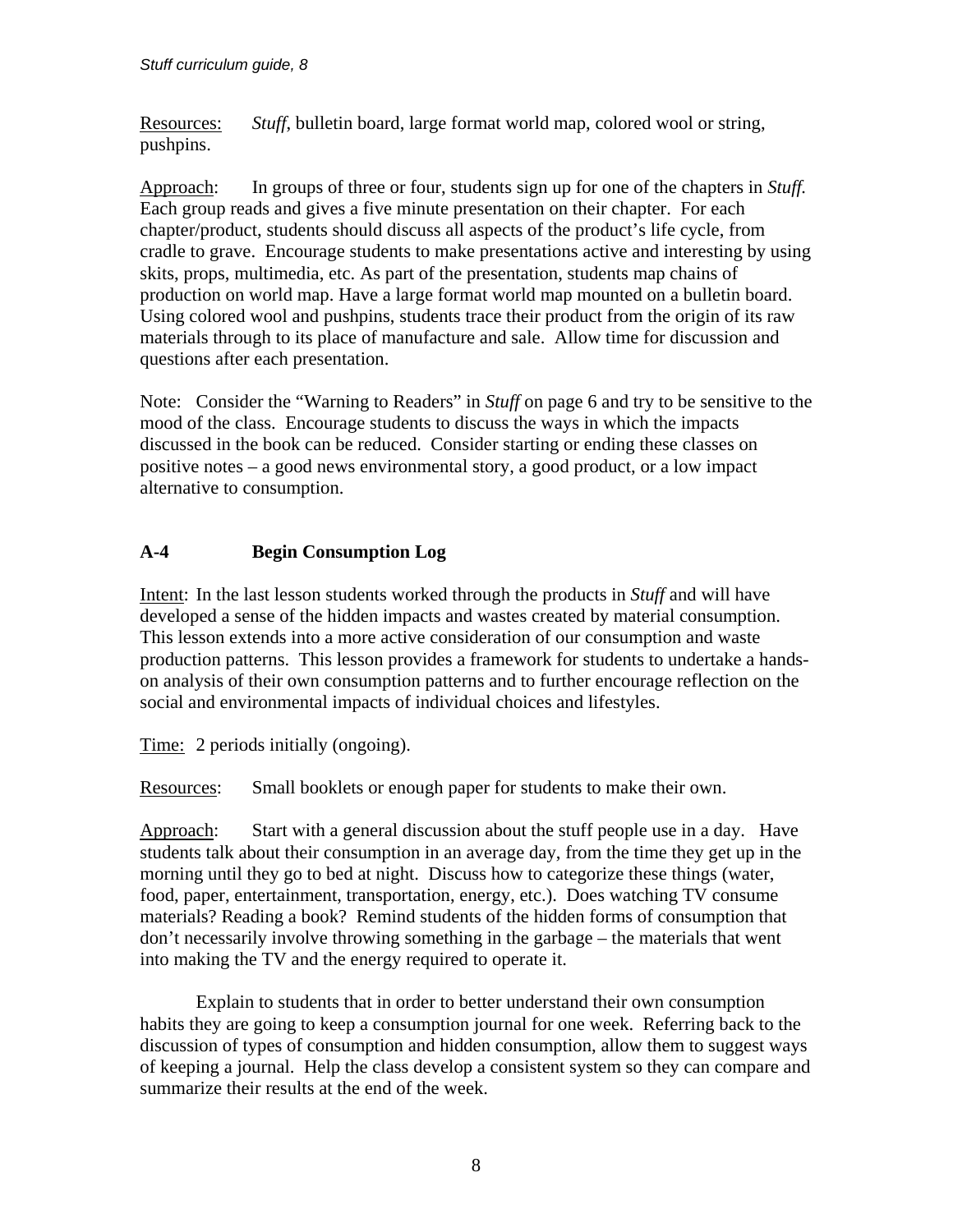Resources: *Stuff*, bulletin board, large format world map, colored wool or string, pushpins.

Approach: In groups of three or four, students sign up for one of the chapters in *Stuff*. Each group reads and gives a five minute presentation on their chapter. For each chapter/product, students should discuss all aspects of the product's life cycle, from cradle to grave. Encourage students to make presentations active and interesting by using skits, props, multimedia, etc. As part of the presentation, students map chains of production on world map. Have a large format world map mounted on a bulletin board. Using colored wool and pushpins, students trace their product from the origin of its raw materials through to its place of manufacture and sale. Allow time for discussion and questions after each presentation.

Note: Consider the "Warning to Readers" in *Stuff* on page 6 and try to be sensitive to the mood of the class. Encourage students to discuss the ways in which the impacts discussed in the book can be reduced. Consider starting or ending these classes on positive notes – a good news environmental story, a good product, or a low impact alternative to consumption.

## A-4 Begin Consumption Log

Intent: In the last lesson students worked through the products in *Stuff* and will have developed a sense of the hidden impacts and wastes created by material consumption. This lesson extends into a more active consideration of our consumption and waste production patterns. This lesson provides a framework for students to undertake a hands-on analysis of their own consumption patterns and to further encourage reflection on the social and environmental impacts of individual choices and lifestyles.

Time: 2 periods initially (ongoing).

Resources: Small booklets or enough paper for students to make their own.

Approach: Start with a general discussion about the stuff people use in a day. Have students talk about their consumption in an average day, from the time they get up in the morning until they go to bed at night. Discuss how to categorize these things (water, food, paper, entertainment, transportation, energy, etc.). Does watching TV consume materials? Reading a book? Remind students of the hidden forms of consumption that don't necessarily involve throwing something in the garbage – the materials that went into making the TV and the energy required to operate it.

Explain to students that in order to better understand their own consumption habits they are going to keep a consumption journal for one week. Referring back to the discussion of types of consumption and hidden consumption, allow them to suggest ways of keeping a journal. Help the class develop a consistent system so they can compare and summarize their results at the end of the week.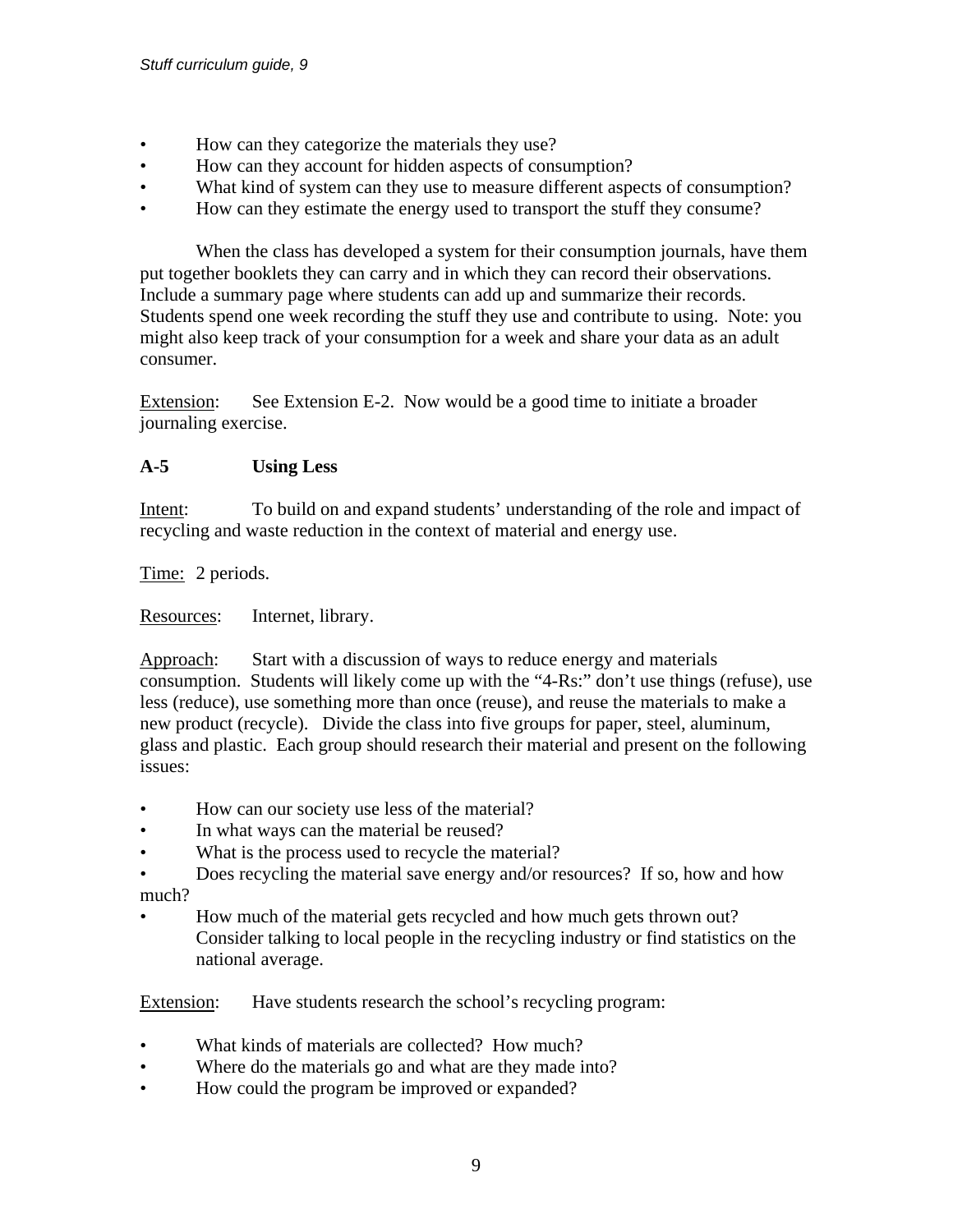- How can they categorize the materials they use?
- How can they account for hidden aspects of consumption?
- What kind of system can they use to measure different aspects of consumption?
- How can they estimate the energy used to transport the stuff they consume?

When the class has developed a system for their consumption journals, have them put together booklets they can carry and in which they can record their observations. Include a summary page where students can add up and summarize their records. Students spend one week recording the stuff they use and contribute to using. Note: you might also keep track of your consumption for a week and share your data as an adult consumer.

Extension: See Extension E-2. Now would be a good time to initiate a broader journaling exercise.

### A-5 Using Less

Intent: To build on and expand students' understanding of the role and impact of recycling and waste reduction in the context of material and energy use.

Time: 2 periods.

Resources: Internet, library.

Approach: Start with a discussion of ways to reduce energy and materials consumption. Students will likely come up with the "4-Rs:" don't use things (refuse), use less (reduce), use something more than once (reuse), and reuse the materials to make a new product (recycle). Divide the class into five groups for paper, steel, aluminum, glass and plastic. Each group should research their material and present on the following issues:

- How can our society use less of the material?
- In what ways can the material be reused?
- What is the process used to recycle the material?
- Does recycling the material save energy and/or resources? If so, how and how much?
- How much of the material gets recycled and how much gets thrown out? Consider talking to local people in the recycling industry or find statistics on the national average.

Extension: Have students research the school's recycling program:

- What kinds of materials are collected? How much?
- Where do the materials go and what are they made into?
- How could the program be improved or expanded?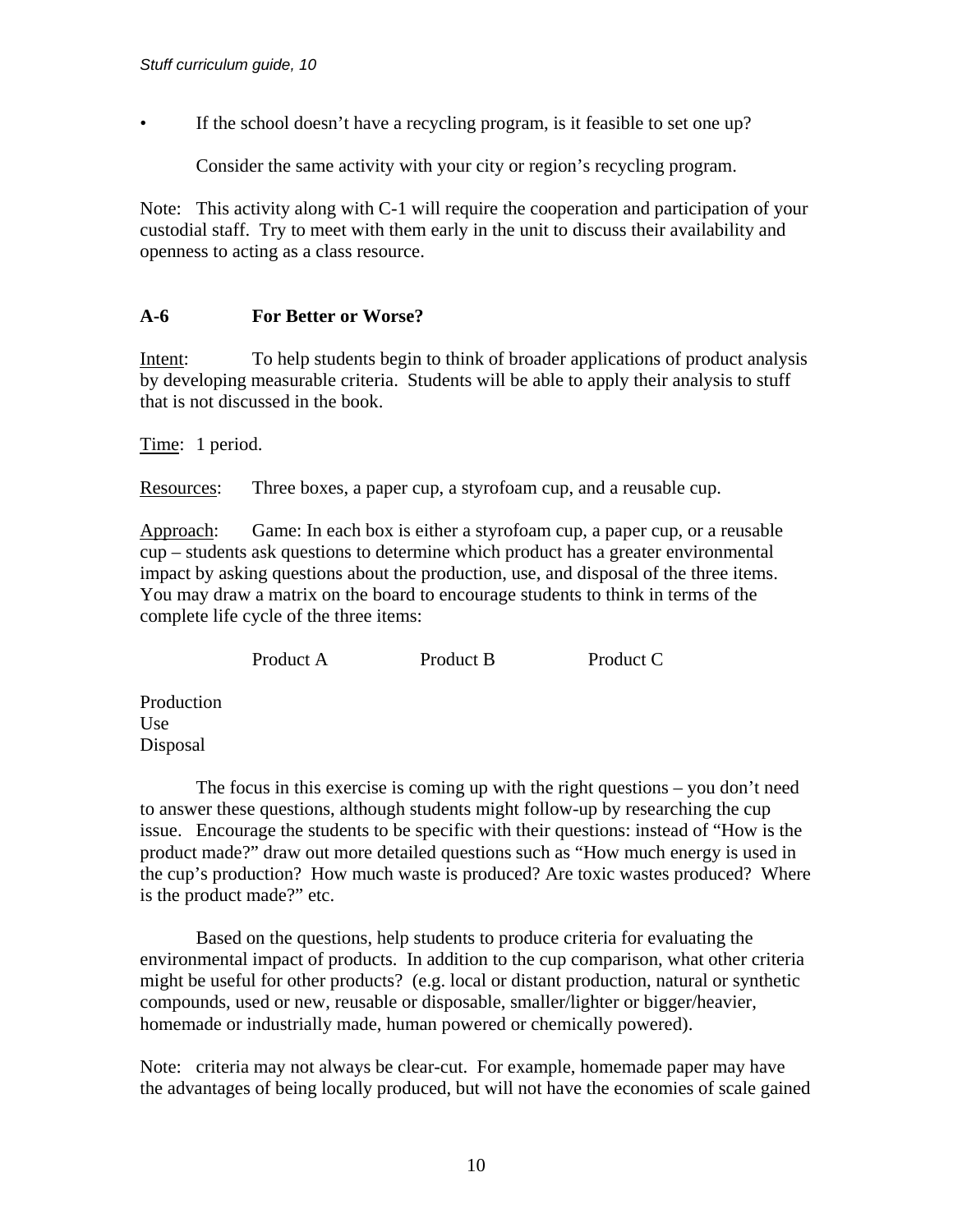- If the school doesn't have a recycling program, is it feasible to set one up?

  Consider the same activity with your city or region's recycling program.

Note: This activity along with C-1 will require the cooperation and participation of your custodial staff. Try to meet with them early in the unit to discuss their availability and openness to acting as a class resource.

### A-6 For Better or Worse?

Intent: To help students begin to think of broader applications of product analysis by developing measurable criteria. Students will be able to apply their analysis to stuff that is not discussed in the book.

Time: 1 period.

Resources: Three boxes, a paper cup, a styrofoam cup, and a reusable cup.

Approach: Game: In each box is either a styrofoam cup, a paper cup, or a reusable cup – students ask questions to determine which product has a greater environmental impact by asking questions about the production, use, and disposal of the three items. You may draw a matrix on the board to encourage students to think in terms of the complete life cycle of the three items:

| | Product A | Product B | Product C |
|---|---|---|---|
| Production | | | |
| Use | | | |
| Disposal | | | |

The focus in this exercise is coming up with the right questions – you don't need to answer these questions, although students might follow-up by researching the cup issue. Encourage the students to be specific with their questions: instead of "How is the product made?" draw out more detailed questions such as "How much energy is used in the cup's production? How much waste is produced? Are toxic wastes produced? Where is the product made?" etc.

Based on the questions, help students to produce criteria for evaluating the environmental impact of products. In addition to the cup comparison, what other criteria might be useful for other products? (e.g. local or distant production, natural or synthetic compounds, used or new, reusable or disposable, smaller/lighter or bigger/heavier, homemade or industrially made, human powered or chemically powered).

Note: criteria may not always be clear-cut. For example, homemade paper may have the advantages of being locally produced, but will not have the economies of scale gained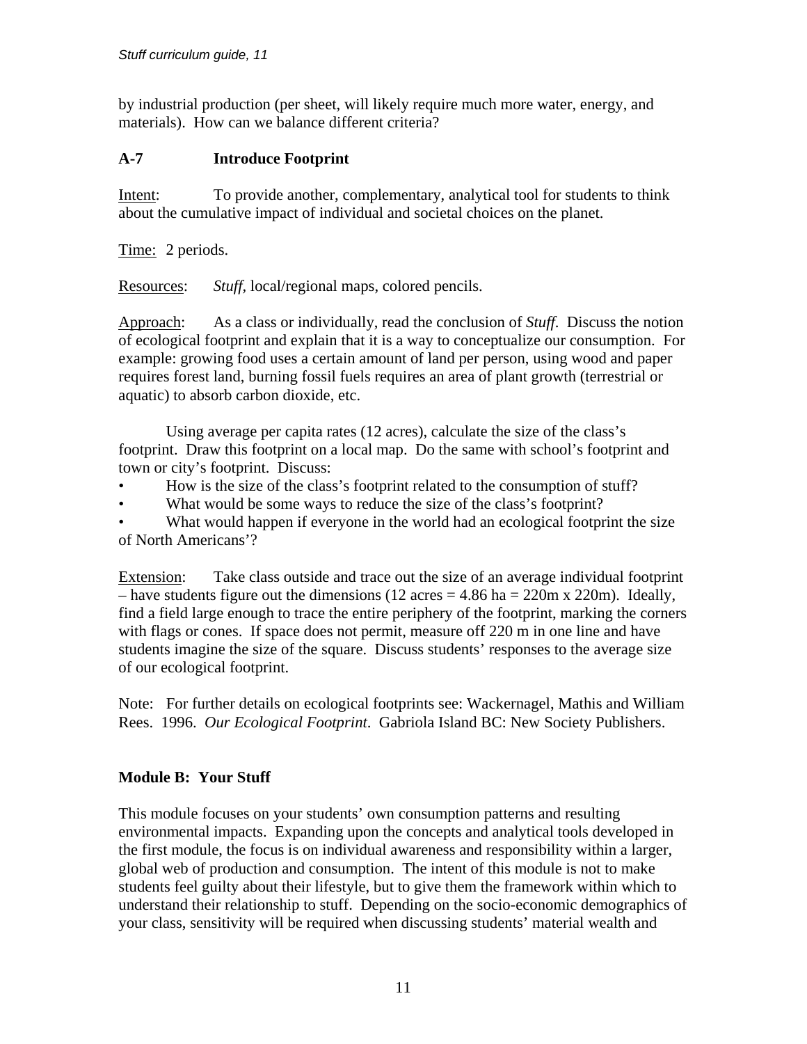by industrial production (per sheet, will likely require much more water, energy, and materials). How can we balance different criteria?

### A-7 Introduce Footprint

Intent: To provide another, complementary, analytical tool for students to think about the cumulative impact of individual and societal choices on the planet.

Time: 2 periods.

Resources: *Stuff*, local/regional maps, colored pencils.

Approach: As a class or individually, read the conclusion of *Stuff*. Discuss the notion of ecological footprint and explain that it is a way to conceptualize our consumption. For example: growing food uses a certain amount of land per person, using wood and paper requires forest land, burning fossil fuels requires an area of plant growth (terrestrial or aquatic) to absorb carbon dioxide, etc.

Using average per capita rates (12 acres), calculate the size of the class's footprint. Draw this footprint on a local map. Do the same with school's footprint and town or city's footprint. Discuss:

- How is the size of the class's footprint related to the consumption of stuff?
- What would be some ways to reduce the size of the class's footprint?
- What would happen if everyone in the world had an ecological footprint the size of North Americans'?

Extension: Take class outside and trace out the size of an average individual footprint – have students figure out the dimensions (12 acres = 4.86 ha = 220m x 220m). Ideally, find a field large enough to trace the entire periphery of the footprint, marking the corners with flags or cones. If space does not permit, measure off 220 m in one line and have students imagine the size of the square. Discuss students' responses to the average size of our ecological footprint.

Note: For further details on ecological footprints see: Wackernagel, Mathis and William Rees. 1996. *Our Ecological Footprint*. Gabriola Island BC: New Society Publishers.

## Module B: Your Stuff

This module focuses on your students' own consumption patterns and resulting environmental impacts. Expanding upon the concepts and analytical tools developed in the first module, the focus is on individual awareness and responsibility within a larger, global web of production and consumption. The intent of this module is not to make students feel guilty about their lifestyle, but to give them the framework within which to understand their relationship to stuff. Depending on the socio-economic demographics of your class, sensitivity will be required when discussing students' material wealth and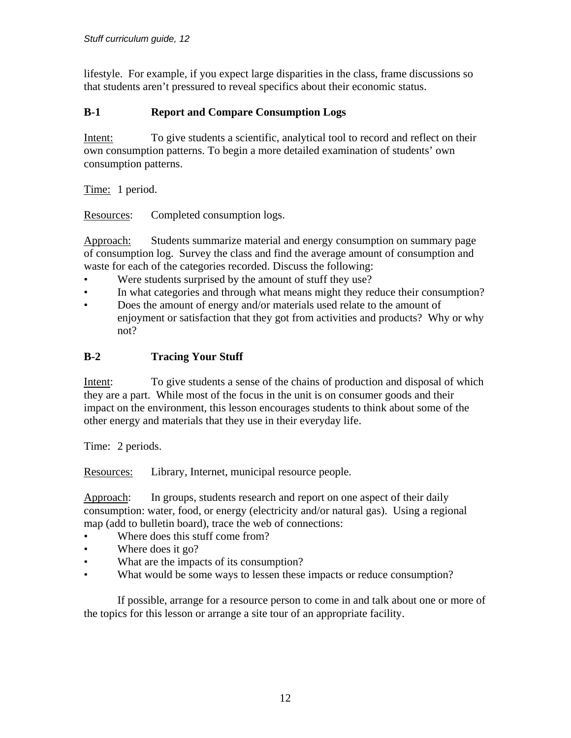lifestyle. For example, if you expect large disparities in the class, frame discussions so that students aren't pressured to reveal specifics about their economic status.

### B-1 Report and Compare Consumption Logs

Intent: To give students a scientific, analytical tool to record and reflect on their own consumption patterns. To begin a more detailed examination of students' own consumption patterns.

Time: 1 period.

Resources: Completed consumption logs.

Approach: Students summarize material and energy consumption on summary page of consumption log. Survey the class and find the average amount of consumption and waste for each of the categories recorded. Discuss the following:

- Were students surprised by the amount of stuff they use?
- In what categories and through what means might they reduce their consumption?
- Does the amount of energy and/or materials used relate to the amount of enjoyment or satisfaction that they got from activities and products? Why or why not?

### B-2 Tracing Your Stuff

Intent: To give students a sense of the chains of production and disposal of which they are a part. While most of the focus in the unit is on consumer goods and their impact on the environment, this lesson encourages students to think about some of the other energy and materials that they use in their everyday life.

Time: 2 periods.

Resources: Library, Internet, municipal resource people.

Approach: In groups, students research and report on one aspect of their daily consumption: water, food, or energy (electricity and/or natural gas). Using a regional map (add to bulletin board), trace the web of connections:

- Where does this stuff come from?
- Where does it go?
- What are the impacts of its consumption?
- What would be some ways to lessen these impacts or reduce consumption?

If possible, arrange for a resource person to come in and talk about one or more of the topics for this lesson or arrange a site tour of an appropriate facility.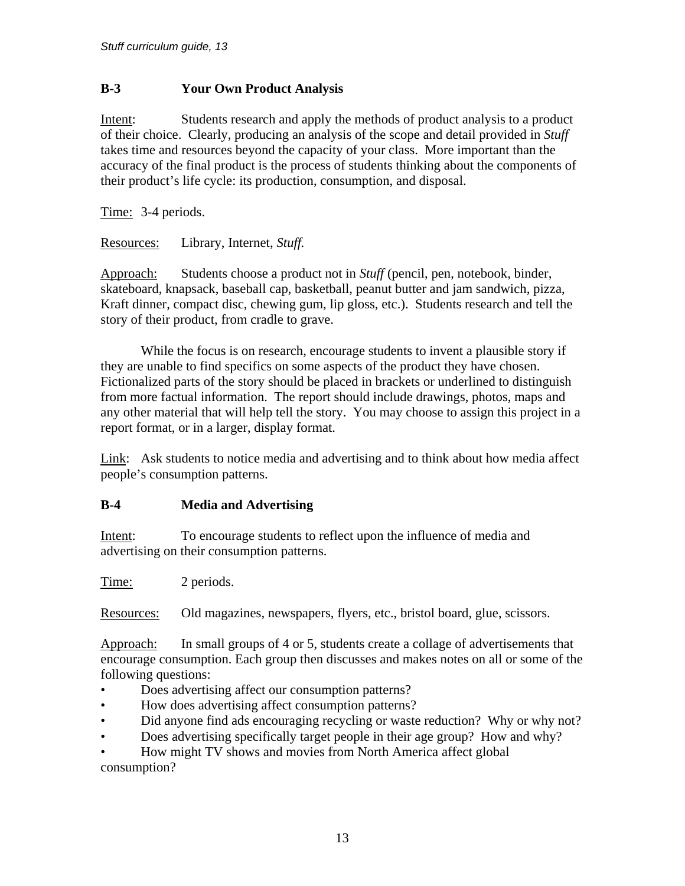## B-3 Your Own Product Analysis

Intent: Students research and apply the methods of product analysis to a product of their choice. Clearly, producing an analysis of the scope and detail provided in *Stuff* takes time and resources beyond the capacity of your class. More important than the accuracy of the final product is the process of students thinking about the components of their product's life cycle: its production, consumption, and disposal.

Time: 3-4 periods.

Resources: Library, Internet, *Stuff.*

Approach: Students choose a product not in *Stuff* (pencil, pen, notebook, binder, skateboard, knapsack, baseball cap, basketball, peanut butter and jam sandwich, pizza, Kraft dinner, compact disc, chewing gum, lip gloss, etc.). Students research and tell the story of their product, from cradle to grave.

While the focus is on research, encourage students to invent a plausible story if they are unable to find specifics on some aspects of the product they have chosen. Fictionalized parts of the story should be placed in brackets or underlined to distinguish from more factual information. The report should include drawings, photos, maps and any other material that will help tell the story. You may choose to assign this project in a report format, or in a larger, display format.

Link: Ask students to notice media and advertising and to think about how media affect people's consumption patterns.

## B-4 Media and Advertising

Intent: To encourage students to reflect upon the influence of media and advertising on their consumption patterns.

Time: 2 periods.

Resources: Old magazines, newspapers, flyers, etc., bristol board, glue, scissors.

Approach: In small groups of 4 or 5, students create a collage of advertisements that encourage consumption. Each group then discusses and makes notes on all or some of the following questions:

- Does advertising affect our consumption patterns?
- How does advertising affect consumption patterns?
- Did anyone find ads encouraging recycling or waste reduction? Why or why not?
- Does advertising specifically target people in their age group? How and why?
- How might TV shows and movies from North America affect global consumption?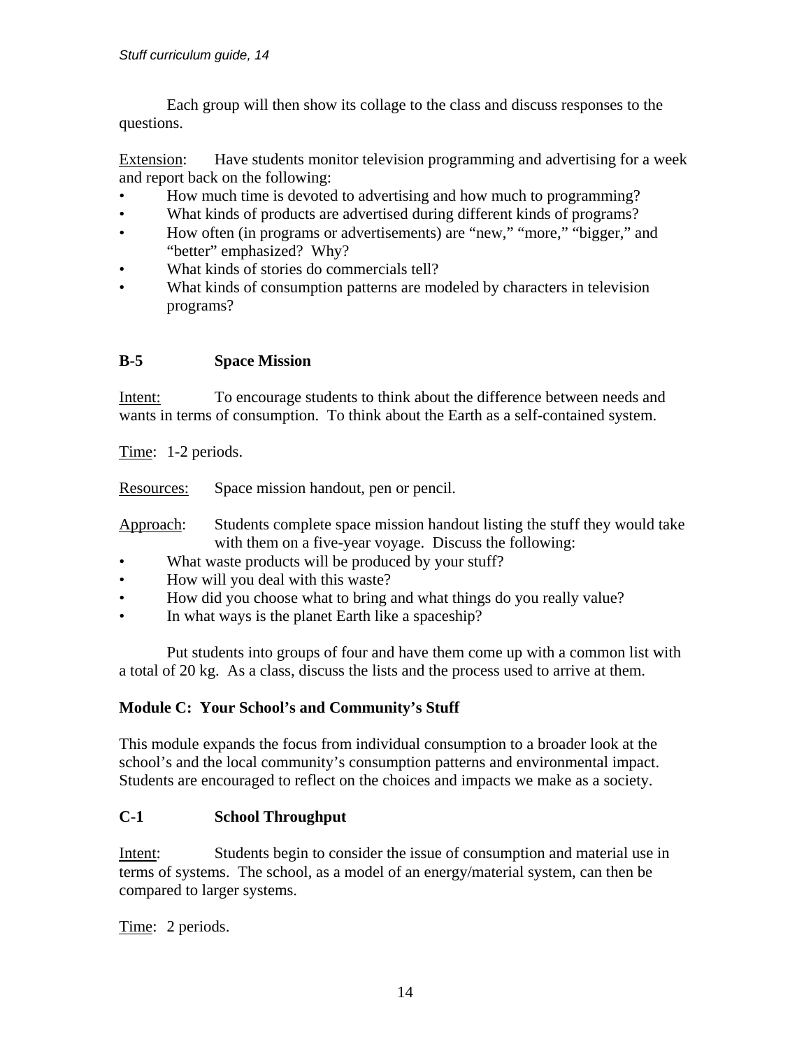Each group will then show its collage to the class and discuss responses to the questions.

Extension: Have students monitor television programming and advertising for a week and report back on the following:

- How much time is devoted to advertising and how much to programming?
- What kinds of products are advertised during different kinds of programs?
- How often (in programs or advertisements) are "new," "more," "bigger," and "better" emphasized? Why?
- What kinds of stories do commercials tell?
- What kinds of consumption patterns are modeled by characters in television programs?

### B-5 Space Mission

Intent: To encourage students to think about the difference between needs and wants in terms of consumption. To think about the Earth as a self-contained system.

Time: 1-2 periods.

Resources: Space mission handout, pen or pencil.

Approach: Students complete space mission handout listing the stuff they would take with them on a five-year voyage. Discuss the following:

- What waste products will be produced by your stuff?
- How will you deal with this waste?
- How did you choose what to bring and what things do you really value?
- In what ways is the planet Earth like a spaceship?

Put students into groups of four and have them come up with a common list with a total of 20 kg. As a class, discuss the lists and the process used to arrive at them.

## Module C: Your School's and Community's Stuff

This module expands the focus from individual consumption to a broader look at the school's and the local community's consumption patterns and environmental impact. Students are encouraged to reflect on the choices and impacts we make as a society.

### C-1 School Throughput

Intent: Students begin to consider the issue of consumption and material use in terms of systems. The school, as a model of an energy/material system, can then be compared to larger systems.

Time: 2 periods.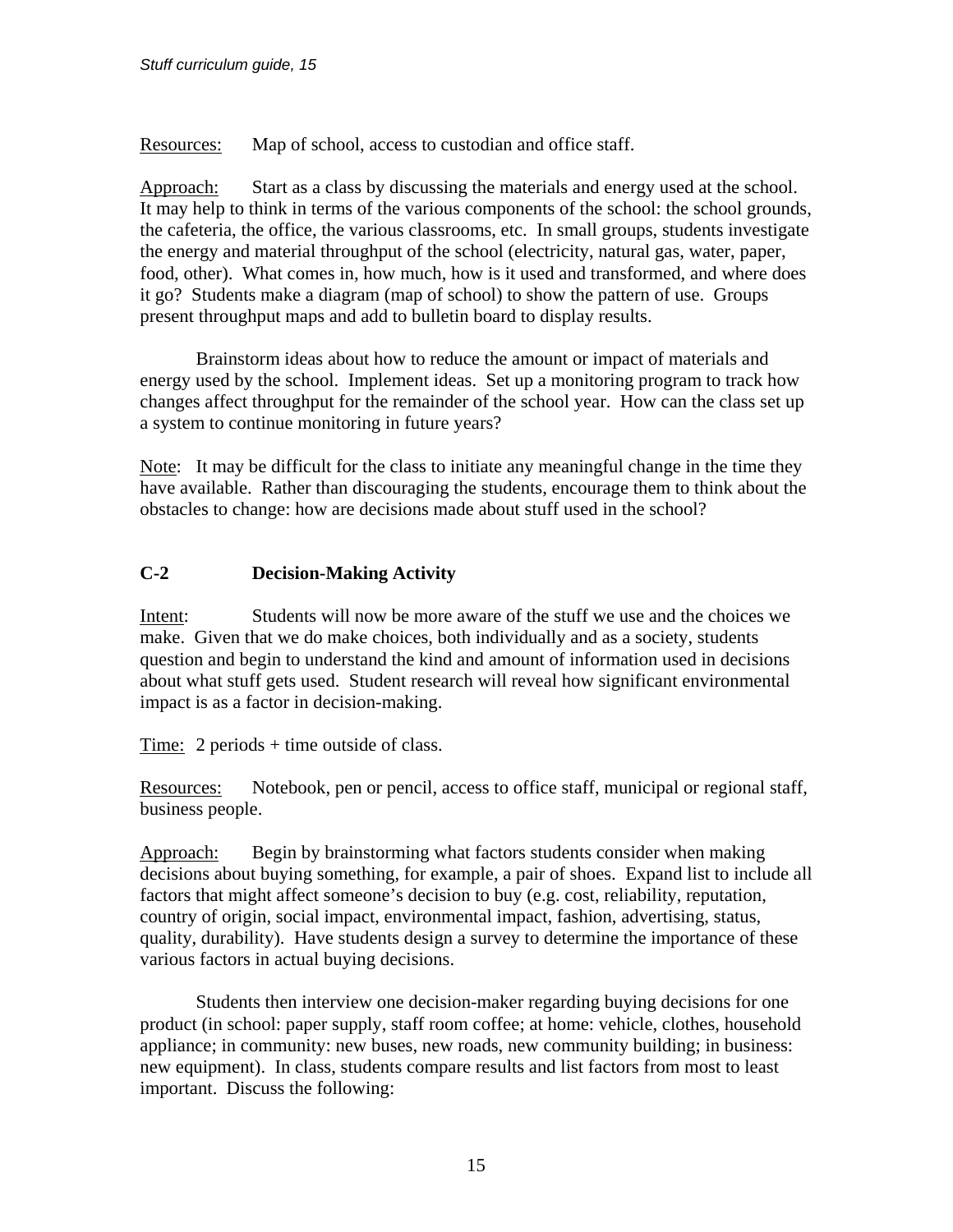Resources: Map of school, access to custodian and office staff.

Approach: Start as a class by discussing the materials and energy used at the school. It may help to think in terms of the various components of the school: the school grounds, the cafeteria, the office, the various classrooms, etc. In small groups, students investigate the energy and material throughput of the school (electricity, natural gas, water, paper, food, other). What comes in, how much, how is it used and transformed, and where does it go? Students make a diagram (map of school) to show the pattern of use. Groups present throughput maps and add to bulletin board to display results.

Brainstorm ideas about how to reduce the amount or impact of materials and energy used by the school. Implement ideas. Set up a monitoring program to track how changes affect throughput for the remainder of the school year. How can the class set up a system to continue monitoring in future years?

Note: It may be difficult for the class to initiate any meaningful change in the time they have available. Rather than discouraging the students, encourage them to think about the obstacles to change: how are decisions made about stuff used in the school?

## C-2 Decision-Making Activity

Intent: Students will now be more aware of the stuff we use and the choices we make. Given that we do make choices, both individually and as a society, students question and begin to understand the kind and amount of information used in decisions about what stuff gets used. Student research will reveal how significant environmental impact is as a factor in decision-making.

Time: 2 periods + time outside of class.

Resources: Notebook, pen or pencil, access to office staff, municipal or regional staff, business people.

Approach: Begin by brainstorming what factors students consider when making decisions about buying something, for example, a pair of shoes. Expand list to include all factors that might affect someone's decision to buy (e.g. cost, reliability, reputation, country of origin, social impact, environmental impact, fashion, advertising, status, quality, durability). Have students design a survey to determine the importance of these various factors in actual buying decisions.

Students then interview one decision-maker regarding buying decisions for one product (in school: paper supply, staff room coffee; at home: vehicle, clothes, household appliance; in community: new buses, new roads, new community building; in business: new equipment). In class, students compare results and list factors from most to least important. Discuss the following: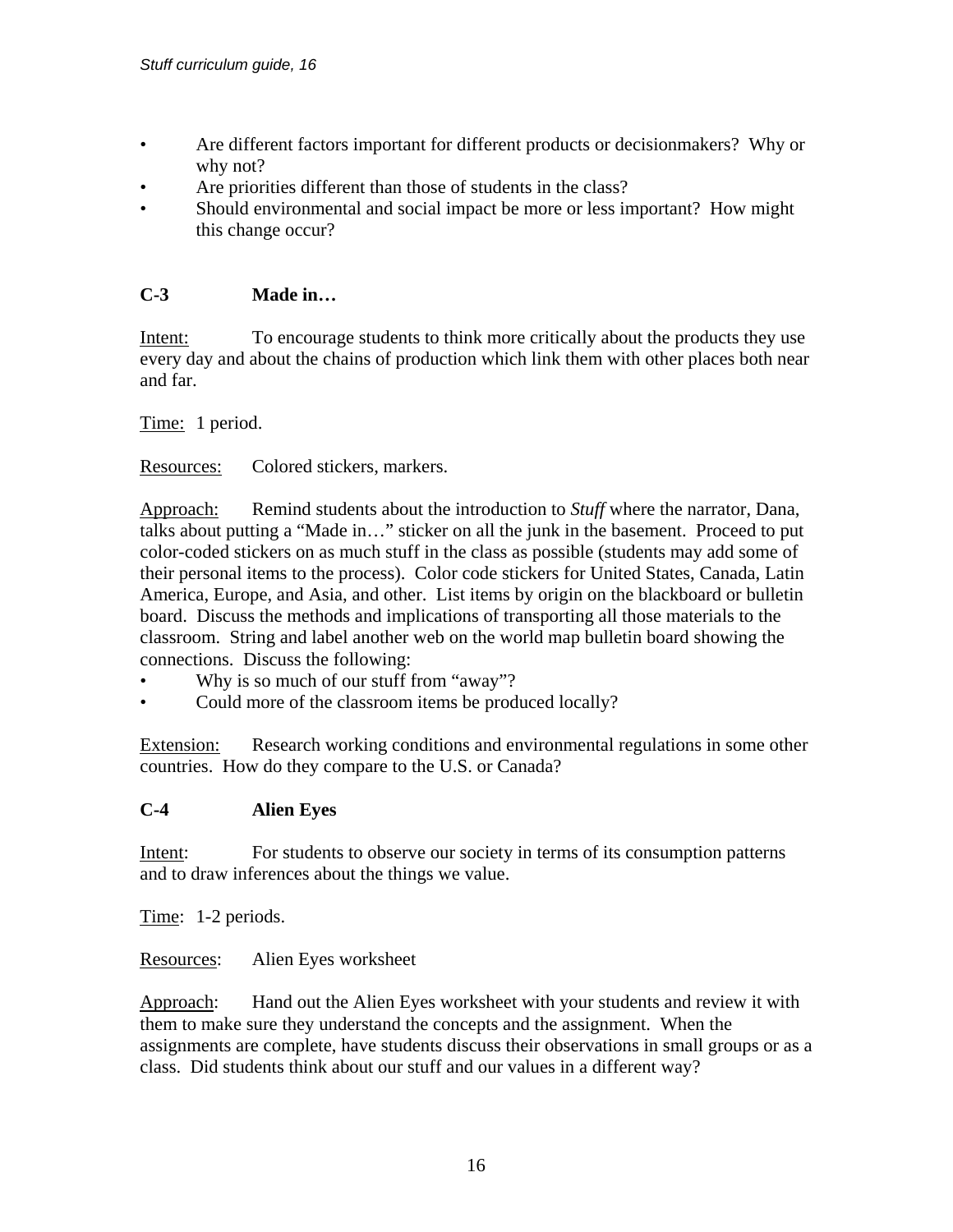- Are different factors important for different products or decisionmakers? Why or why not?
- Are priorities different than those of students in the class?
- Should environmental and social impact be more or less important? How might this change occur?

### C-3 Made in…

Intent: To encourage students to think more critically about the products they use every day and about the chains of production which link them with other places both near and far.

Time: 1 period.

Resources: Colored stickers, markers.

Approach: Remind students about the introduction to *Stuff* where the narrator, Dana, talks about putting a "Made in…" sticker on all the junk in the basement. Proceed to put color-coded stickers on as much stuff in the class as possible (students may add some of their personal items to the process). Color code stickers for United States, Canada, Latin America, Europe, and Asia, and other. List items by origin on the blackboard or bulletin board. Discuss the methods and implications of transporting all those materials to the classroom. String and label another web on the world map bulletin board showing the connections. Discuss the following:

- Why is so much of our stuff from "away"?
- Could more of the classroom items be produced locally?

Extension: Research working conditions and environmental regulations in some other countries. How do they compare to the U.S. or Canada?

### C-4 Alien Eyes

Intent: For students to observe our society in terms of its consumption patterns and to draw inferences about the things we value.

Time: 1-2 periods.

Resources: Alien Eyes worksheet

Approach: Hand out the Alien Eyes worksheet with your students and review it with them to make sure they understand the concepts and the assignment. When the assignments are complete, have students discuss their observations in small groups or as a class. Did students think about our stuff and our values in a different way?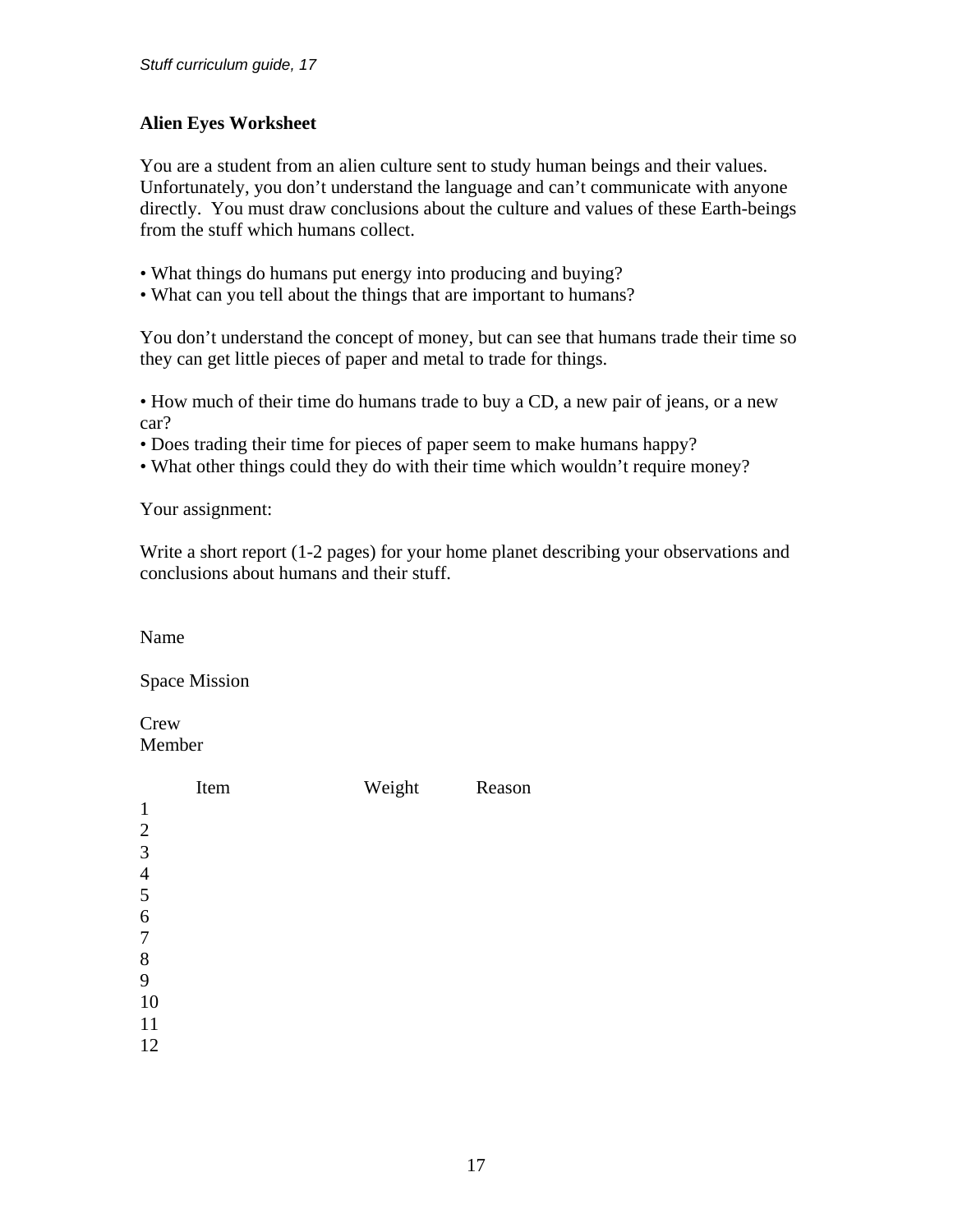## Alien Eyes Worksheet

You are a student from an alien culture sent to study human beings and their values. Unfortunately, you don't understand the language and can't communicate with anyone directly. You must draw conclusions about the culture and values of these Earth-beings from the stuff which humans collect.

- What things do humans put energy into producing and buying?
- What can you tell about the things that are important to humans?

You don't understand the concept of money, but can see that humans trade their time so they can get little pieces of paper and metal to trade for things.

- How much of their time do humans trade to buy a CD, a new pair of jeans, or a new car?
- Does trading their time for pieces of paper seem to make humans happy?
- What other things could they do with their time which wouldn't require money?

Your assignment:

Write a short report (1-2 pages) for your home planet describing your observations and conclusions about humans and their stuff.

Name

Space Mission

Crew Member

| | Item | Weight | Reason |
|---|---|---|---|
| 1 | | | |
| 2 | | | |
| 3 | | | |
| 4 | | | |
| 5 | | | |
| 6 | | | |
| 7 | | | |
| 8 | | | |
| 9 | | | |
| 10 | | | |
| 11 | | | |
| 12 | | | |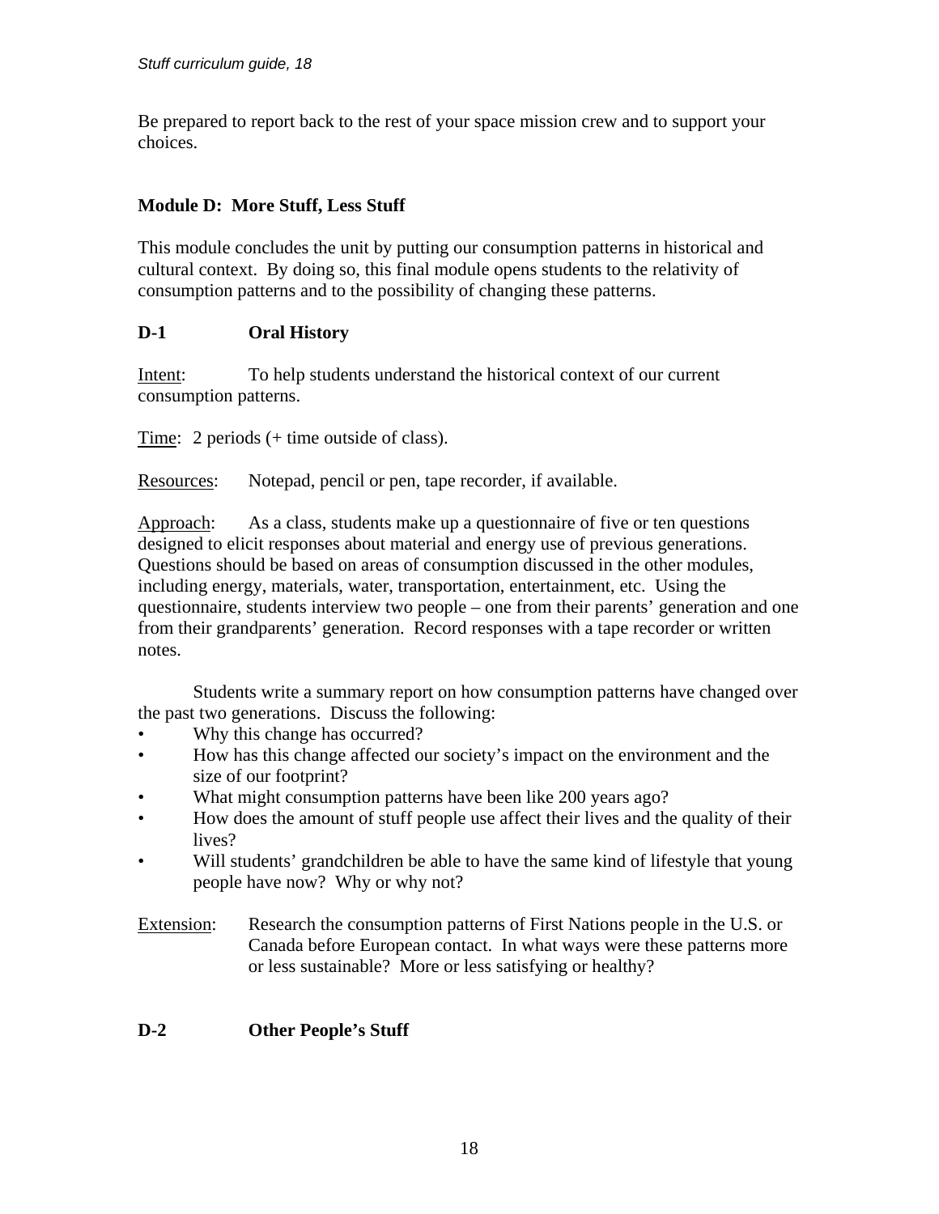Be prepared to report back to the rest of your space mission crew and to support your choices.

## Module D: More Stuff, Less Stuff

This module concludes the unit by putting our consumption patterns in historical and cultural context. By doing so, this final module opens students to the relativity of consumption patterns and to the possibility of changing these patterns.

### D-1 Oral History

Intent: To help students understand the historical context of our current consumption patterns.

Time: 2 periods (+ time outside of class).

Resources: Notepad, pencil or pen, tape recorder, if available.

Approach: As a class, students make up a questionnaire of five or ten questions designed to elicit responses about material and energy use of previous generations. Questions should be based on areas of consumption discussed in the other modules, including energy, materials, water, transportation, entertainment, etc. Using the questionnaire, students interview two people – one from their parents' generation and one from their grandparents' generation. Record responses with a tape recorder or written notes.

Students write a summary report on how consumption patterns have changed over the past two generations. Discuss the following:

- Why this change has occurred?
- How has this change affected our society's impact on the environment and the size of our footprint?
- What might consumption patterns have been like 200 years ago?
- How does the amount of stuff people use affect their lives and the quality of their lives?
- Will students' grandchildren be able to have the same kind of lifestyle that young people have now? Why or why not?

Extension: Research the consumption patterns of First Nations people in the U.S. or Canada before European contact. In what ways were these patterns more or less sustainable? More or less satisfying or healthy?

### D-2 Other People's Stuff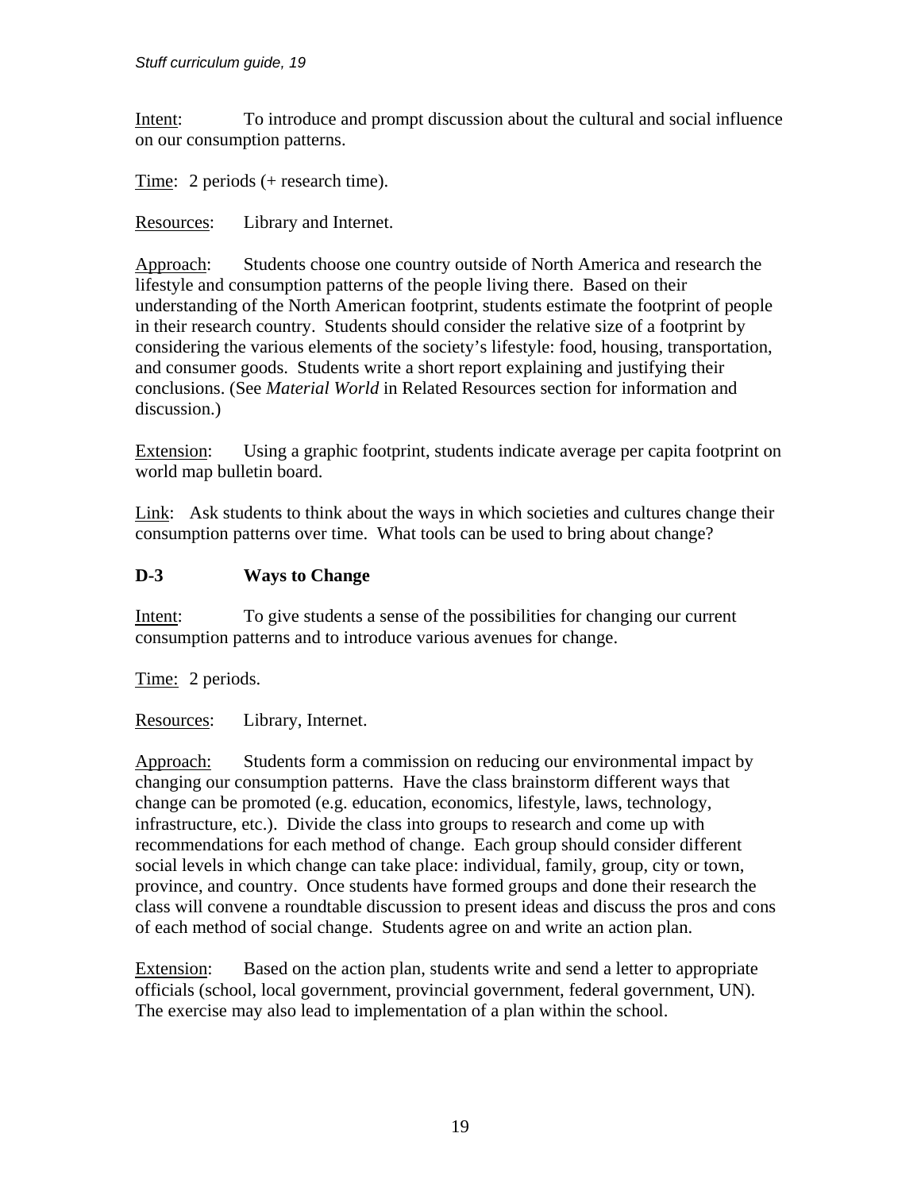Intent: To introduce and prompt discussion about the cultural and social influence on our consumption patterns.

Time: 2 periods (+ research time).

Resources: Library and Internet.

Approach: Students choose one country outside of North America and research the lifestyle and consumption patterns of the people living there. Based on their understanding of the North American footprint, students estimate the footprint of people in their research country. Students should consider the relative size of a footprint by considering the various elements of the society's lifestyle: food, housing, transportation, and consumer goods. Students write a short report explaining and justifying their conclusions. (See *Material World* in Related Resources section for information and discussion.)

Extension: Using a graphic footprint, students indicate average per capita footprint on world map bulletin board.

Link: Ask students to think about the ways in which societies and cultures change their consumption patterns over time. What tools can be used to bring about change?

### D-3 Ways to Change

Intent: To give students a sense of the possibilities for changing our current consumption patterns and to introduce various avenues for change.

Time: 2 periods.

Resources: Library, Internet.

Approach: Students form a commission on reducing our environmental impact by changing our consumption patterns. Have the class brainstorm different ways that change can be promoted (e.g. education, economics, lifestyle, laws, technology, infrastructure, etc.). Divide the class into groups to research and come up with recommendations for each method of change. Each group should consider different social levels in which change can take place: individual, family, group, city or town, province, and country. Once students have formed groups and done their research the class will convene a roundtable discussion to present ideas and discuss the pros and cons of each method of social change. Students agree on and write an action plan.

Extension: Based on the action plan, students write and send a letter to appropriate officials (school, local government, provincial government, federal government, UN). The exercise may also lead to implementation of a plan within the school.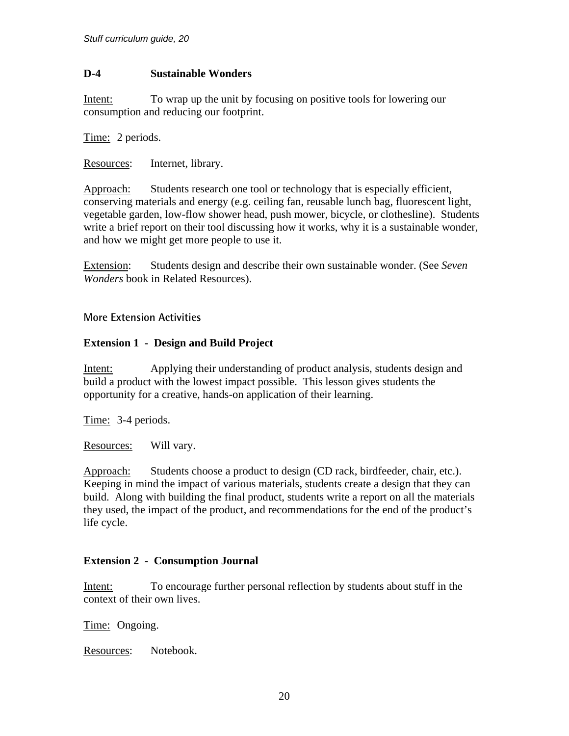### D-4 Sustainable Wonders

Intent: To wrap up the unit by focusing on positive tools for lowering our consumption and reducing our footprint.

Time: 2 periods.

Resources: Internet, library.

Approach: Students research one tool or technology that is especially efficient, conserving materials and energy (e.g. ceiling fan, reusable lunch bag, fluorescent light, vegetable garden, low-flow shower head, push mower, bicycle, or clothesline). Students write a brief report on their tool discussing how it works, why it is a sustainable wonder, and how we might get more people to use it.

Extension: Students design and describe their own sustainable wonder. (See *Seven Wonders* book in Related Resources).

## More Extension Activities

### Extension 1 - Design and Build Project

Intent: Applying their understanding of product analysis, students design and build a product with the lowest impact possible. This lesson gives students the opportunity for a creative, hands-on application of their learning.

Time: 3-4 periods.

Resources: Will vary.

Approach: Students choose a product to design (CD rack, birdfeeder, chair, etc.). Keeping in mind the impact of various materials, students create a design that they can build. Along with building the final product, students write a report on all the materials they used, the impact of the product, and recommendations for the end of the product's life cycle.

### Extension 2 - Consumption Journal

Intent: To encourage further personal reflection by students about stuff in the context of their own lives.

Time: Ongoing.

Resources: Notebook.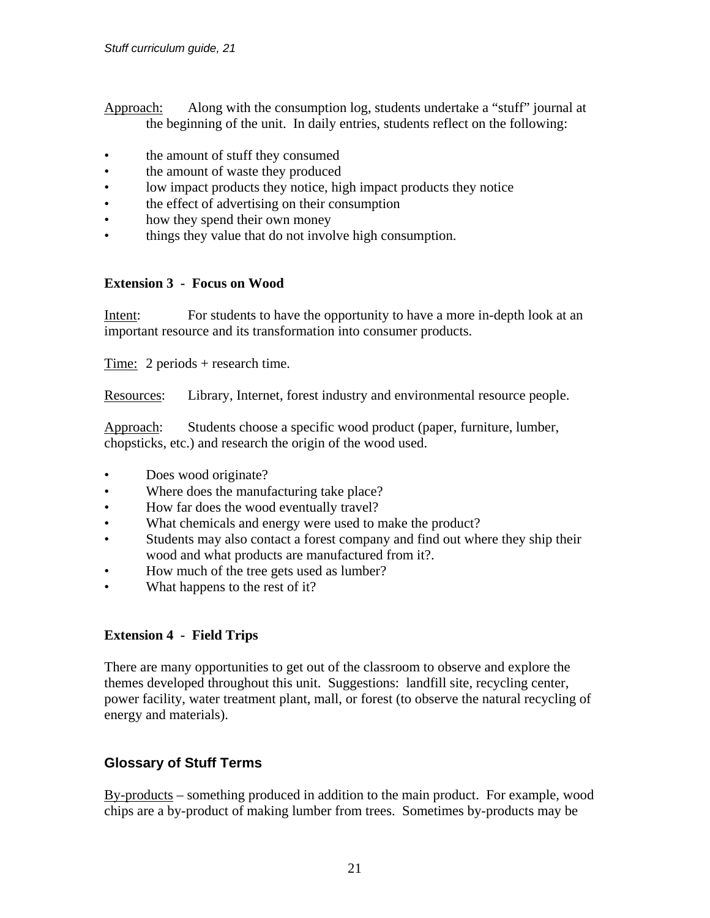Approach: Along with the consumption log, students undertake a "stuff" journal at the beginning of the unit. In daily entries, students reflect on the following:

- the amount of stuff they consumed
- the amount of waste they produced
- low impact products they notice, high impact products they notice
- the effect of advertising on their consumption
- how they spend their own money
- things they value that do not involve high consumption.

**Extension 3 - Focus on Wood**

Intent: For students to have the opportunity to have a more in-depth look at an important resource and its transformation into consumer products.

Time: 2 periods + research time.

Resources: Library, Internet, forest industry and environmental resource people.

Approach: Students choose a specific wood product (paper, furniture, lumber, chopsticks, etc.) and research the origin of the wood used.

- Does wood originate?
- Where does the manufacturing take place?
- How far does the wood eventually travel?
- What chemicals and energy were used to make the product?
- Students may also contact a forest company and find out where they ship their wood and what products are manufactured from it?.
- How much of the tree gets used as lumber?
- What happens to the rest of it?

**Extension 4 - Field Trips**

There are many opportunities to get out of the classroom to observe and explore the themes developed throughout this unit. Suggestions: landfill site, recycling center, power facility, water treatment plant, mall, or forest (to observe the natural recycling of energy and materials).

## Glossary of Stuff Terms

By-products – something produced in addition to the main product. For example, wood chips are a by-product of making lumber from trees. Sometimes by-products may be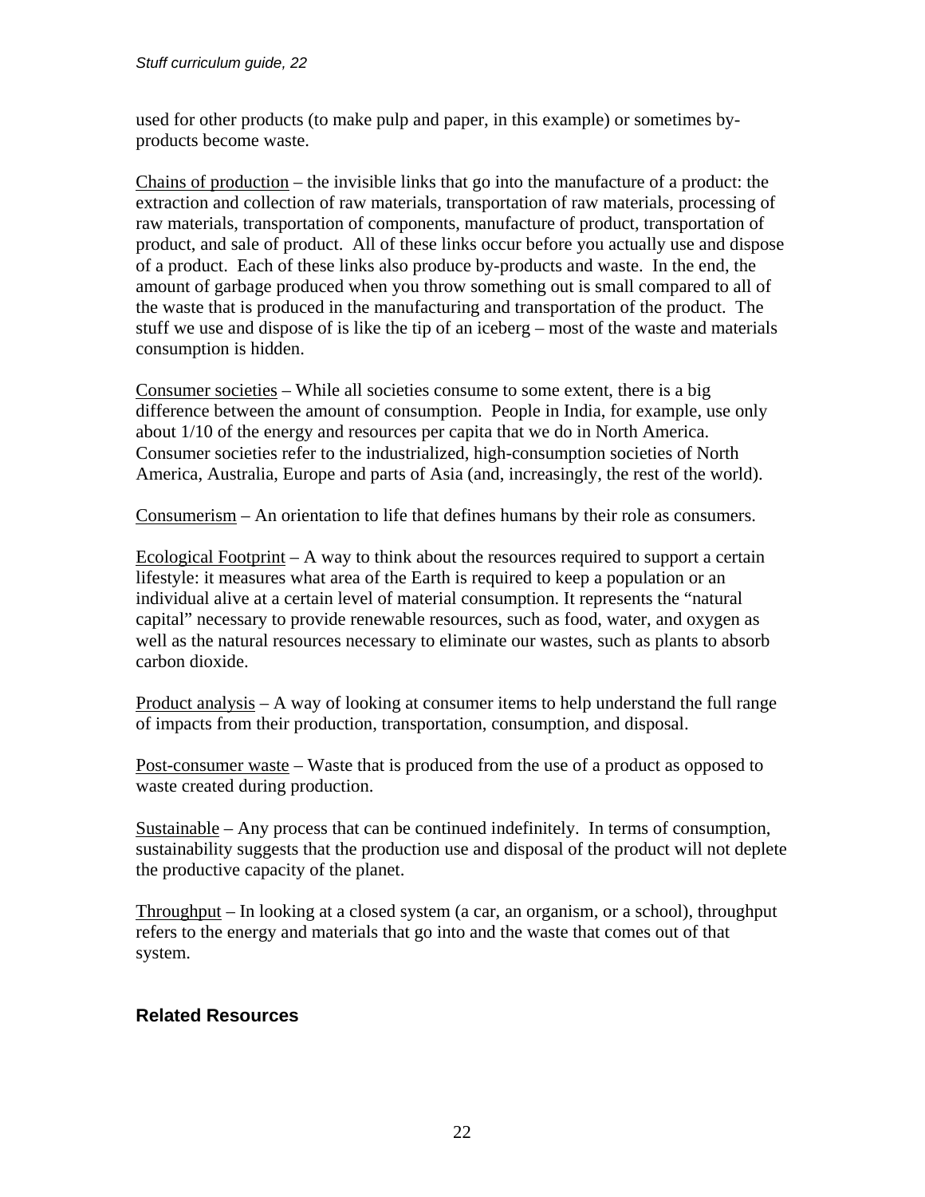used for other products (to make pulp and paper, in this example) or sometimes by-products become waste.

Chains of production – the invisible links that go into the manufacture of a product: the extraction and collection of raw materials, transportation of raw materials, processing of raw materials, transportation of components, manufacture of product, transportation of product, and sale of product. All of these links occur before you actually use and dispose of a product. Each of these links also produce by-products and waste. In the end, the amount of garbage produced when you throw something out is small compared to all of the waste that is produced in the manufacturing and transportation of the product. The stuff we use and dispose of is like the tip of an iceberg – most of the waste and materials consumption is hidden.

Consumer societies – While all societies consume to some extent, there is a big difference between the amount of consumption. People in India, for example, use only about 1/10 of the energy and resources per capita that we do in North America. Consumer societies refer to the industrialized, high-consumption societies of North America, Australia, Europe and parts of Asia (and, increasingly, the rest of the world).

Consumerism – An orientation to life that defines humans by their role as consumers.

Ecological Footprint – A way to think about the resources required to support a certain lifestyle: it measures what area of the Earth is required to keep a population or an individual alive at a certain level of material consumption. It represents the "natural capital" necessary to provide renewable resources, such as food, water, and oxygen as well as the natural resources necessary to eliminate our wastes, such as plants to absorb carbon dioxide.

Product analysis – A way of looking at consumer items to help understand the full range of impacts from their production, transportation, consumption, and disposal.

Post-consumer waste – Waste that is produced from the use of a product as opposed to waste created during production.

Sustainable – Any process that can be continued indefinitely. In terms of consumption, sustainability suggests that the production use and disposal of the product will not deplete the productive capacity of the planet.

Throughput – In looking at a closed system (a car, an organism, or a school), throughput refers to the energy and materials that go into and the waste that comes out of that system.

## Related Resources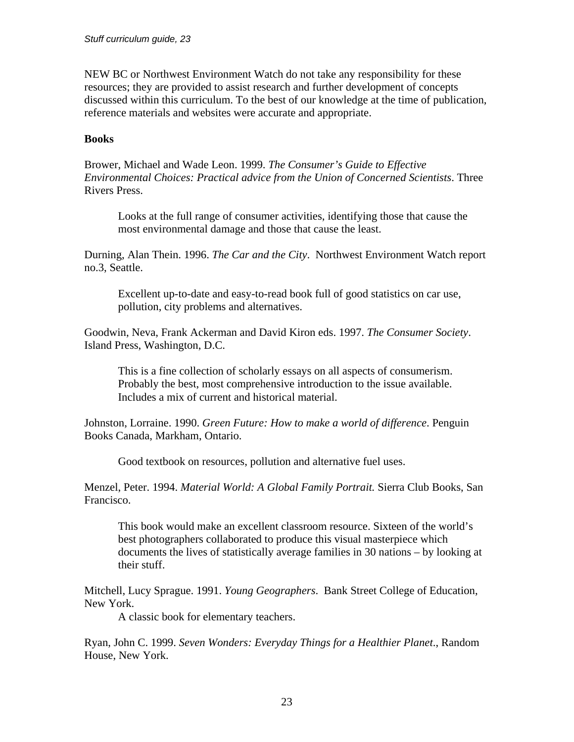NEW BC or Northwest Environment Watch do not take any responsibility for these resources; they are provided to assist research and further development of concepts discussed within this curriculum. To the best of our knowledge at the time of publication, reference materials and websites were accurate and appropriate.

**Books**

Brower, Michael and Wade Leon. 1999. *The Consumer's Guide to Effective Environmental Choices: Practical advice from the Union of Concerned Scientists*. Three Rivers Press.

> Looks at the full range of consumer activities, identifying those that cause the most environmental damage and those that cause the least.

Durning, Alan Thein. 1996. *The Car and the City*. Northwest Environment Watch report no.3, Seattle.

> Excellent up-to-date and easy-to-read book full of good statistics on car use, pollution, city problems and alternatives.

Goodwin, Neva, Frank Ackerman and David Kiron eds. 1997. *The Consumer Society*. Island Press, Washington, D.C.

> This is a fine collection of scholarly essays on all aspects of consumerism. Probably the best, most comprehensive introduction to the issue available. Includes a mix of current and historical material.

Johnston, Lorraine. 1990. *Green Future: How to make a world of difference*. Penguin Books Canada, Markham, Ontario.

> Good textbook on resources, pollution and alternative fuel uses.

Menzel, Peter. 1994. *Material World: A Global Family Portrait.* Sierra Club Books, San Francisco.

> This book would make an excellent classroom resource. Sixteen of the world's best photographers collaborated to produce this visual masterpiece which documents the lives of statistically average families in 30 nations – by looking at their stuff.

Mitchell, Lucy Sprague. 1991. *Young Geographers*. Bank Street College of Education, New York.

> A classic book for elementary teachers.

Ryan, John C. 1999. *Seven Wonders: Everyday Things for a Healthier Planet*., Random House, New York.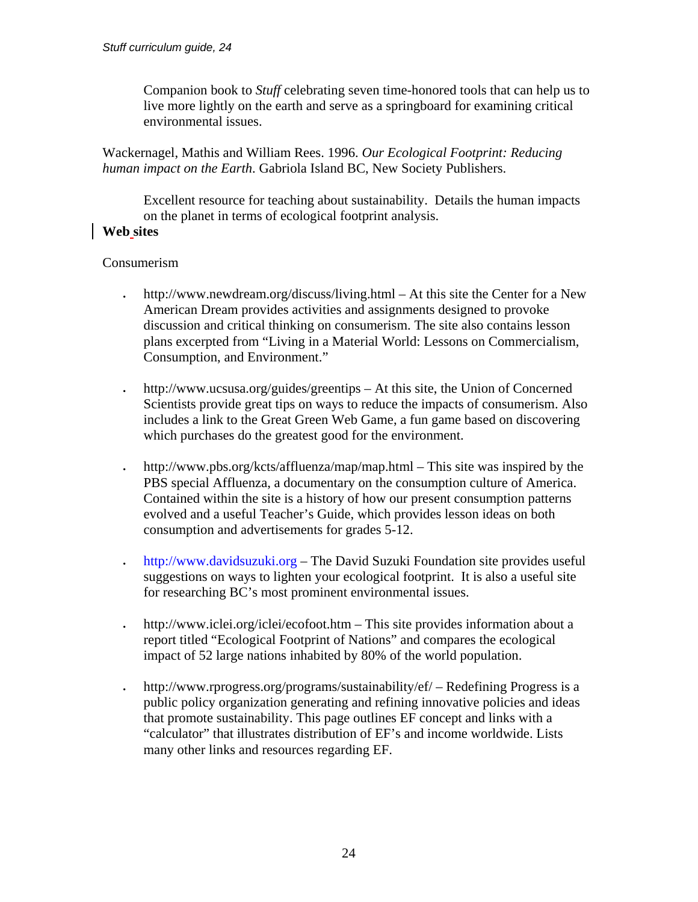Companion book to *Stuff* celebrating seven time-honored tools that can help us to live more lightly on the earth and serve as a springboard for examining critical environmental issues.

Wackernagel, Mathis and William Rees. 1996. *Our Ecological Footprint: Reducing human impact on the Earth*. Gabriola Island BC, New Society Publishers.

Excellent resource for teaching about sustainability. Details the human impacts on the planet in terms of ecological footprint analysis.

**Web sites**

Consumerism

- http://www.newdream.org/discuss/living.html – At this site the Center for a New American Dream provides activities and assignments designed to provoke discussion and critical thinking on consumerism. The site also contains lesson plans excerpted from "Living in a Material World: Lessons on Commercialism, Consumption, and Environment."

- http://www.ucsusa.org/guides/greentips – At this site, the Union of Concerned Scientists provide great tips on ways to reduce the impacts of consumerism. Also includes a link to the Great Green Web Game, a fun game based on discovering which purchases do the greatest good for the environment.

- http://www.pbs.org/kcts/affluenza/map/map.html – This site was inspired by the PBS special Affluenza, a documentary on the consumption culture of America. Contained within the site is a history of how our present consumption patterns evolved and a useful Teacher's Guide, which provides lesson ideas on both consumption and advertisements for grades 5-12.

- http://www.davidsuzuki.org – The David Suzuki Foundation site provides useful suggestions on ways to lighten your ecological footprint. It is also a useful site for researching BC's most prominent environmental issues.

- http://www.iclei.org/iclei/ecofoot.htm – This site provides information about a report titled "Ecological Footprint of Nations" and compares the ecological impact of 52 large nations inhabited by 80% of the world population.

- http://www.rprogress.org/programs/sustainability/ef/ – Redefining Progress is a public policy organization generating and refining innovative policies and ideas that promote sustainability. This page outlines EF concept and links with a "calculator" that illustrates distribution of EF's and income worldwide. Lists many other links and resources regarding EF.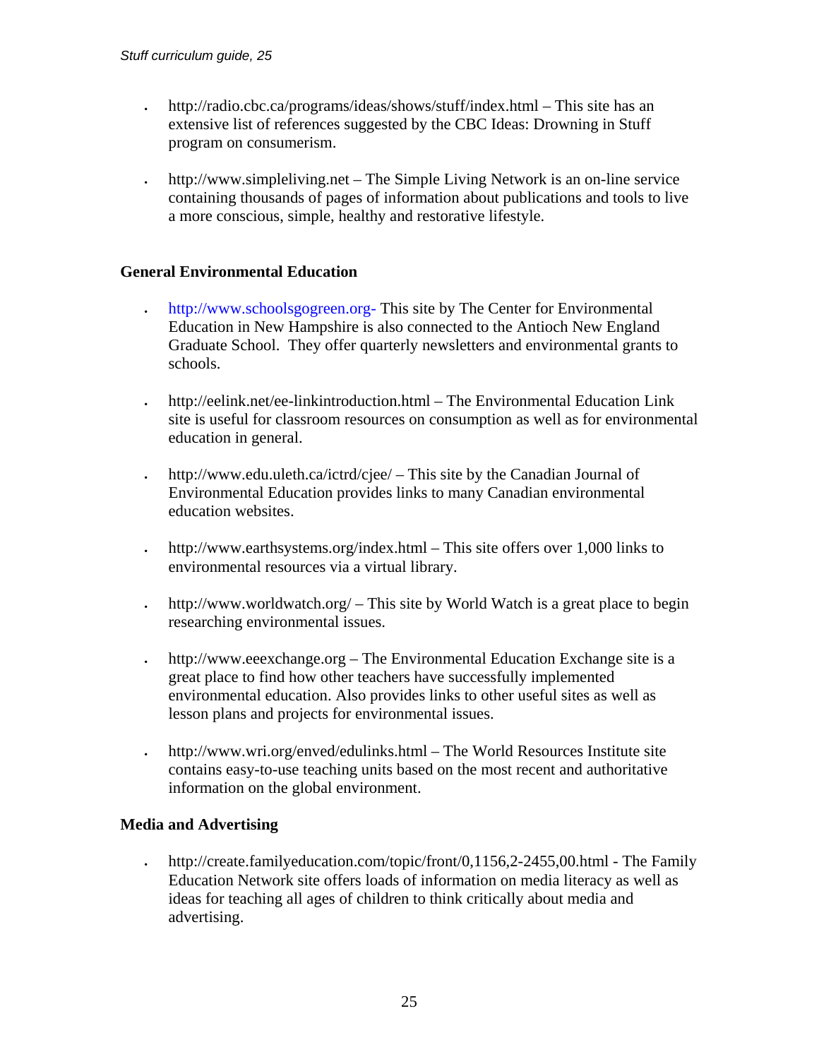- http://radio.cbc.ca/programs/ideas/shows/stuff/index.html – This site has an extensive list of references suggested by the CBC Ideas: Drowning in Stuff program on consumerism.

- http://www.simpleliving.net – The Simple Living Network is an on-line service containing thousands of pages of information about publications and tools to live a more conscious, simple, healthy and restorative lifestyle.

### General Environmental Education

- http://www.schoolsgogreen.org- This site by The Center for Environmental Education in New Hampshire is also connected to the Antioch New England Graduate School. They offer quarterly newsletters and environmental grants to schools.

- http://eelink.net/ee-linkintroduction.html – The Environmental Education Link site is useful for classroom resources on consumption as well as for environmental education in general.

- http://www.edu.uleth.ca/ictrd/cjee/ – This site by the Canadian Journal of Environmental Education provides links to many Canadian environmental education websites.

- http://www.earthsystems.org/index.html – This site offers over 1,000 links to environmental resources via a virtual library.

- http://www.worldwatch.org/ – This site by World Watch is a great place to begin researching environmental issues.

- http://www.eeexchange.org – The Environmental Education Exchange site is a great place to find how other teachers have successfully implemented environmental education. Also provides links to other useful sites as well as lesson plans and projects for environmental issues.

- http://www.wri.org/enved/edulinks.html – The World Resources Institute site contains easy-to-use teaching units based on the most recent and authoritative information on the global environment.

### Media and Advertising

- http://create.familyeducation.com/topic/front/0,1156,2-2455,00.html - The Family Education Network site offers loads of information on media literacy as well as ideas for teaching all ages of children to think critically about media and advertising.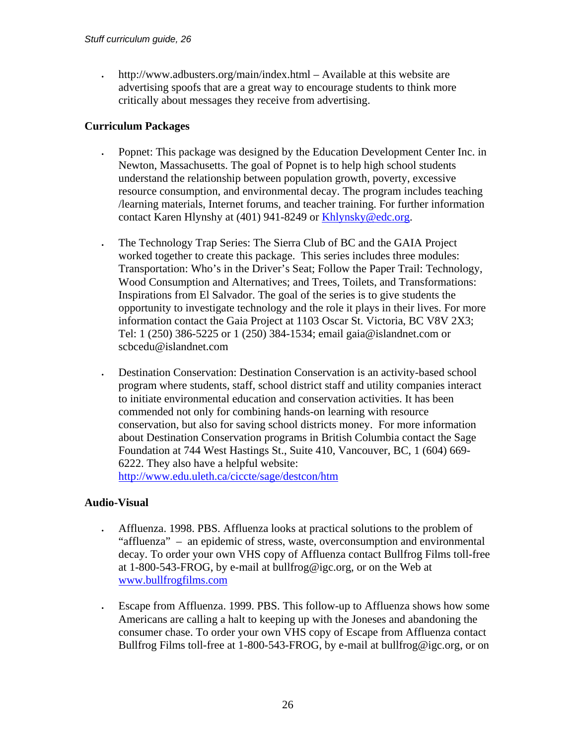- http://www.adbusters.org/main/index.html – Available at this website are advertising spoofs that are a great way to encourage students to think more critically about messages they receive from advertising.

**Curriculum Packages**

- Popnet: This package was designed by the Education Development Center Inc. in Newton, Massachusetts. The goal of Popnet is to help high school students understand the relationship between population growth, poverty, excessive resource consumption, and environmental decay. The program includes teaching /learning materials, Internet forums, and teacher training. For further information contact Karen Hlynshy at (401) 941-8249 or Khlynsky@edc.org.

- The Technology Trap Series: The Sierra Club of BC and the GAIA Project worked together to create this package. This series includes three modules: Transportation: Who's in the Driver's Seat; Follow the Paper Trail: Technology, Wood Consumption and Alternatives; and Trees, Toilets, and Transformations: Inspirations from El Salvador. The goal of the series is to give students the opportunity to investigate technology and the role it plays in their lives. For more information contact the Gaia Project at 1103 Oscar St. Victoria, BC V8V 2X3; Tel: 1 (250) 386-5225 or 1 (250) 384-1534; email gaia@islandnet.com or scbcedu@islandnet.com

- Destination Conservation: Destination Conservation is an activity-based school program where students, staff, school district staff and utility companies interact to initiate environmental education and conservation activities. It has been commended not only for combining hands-on learning with resource conservation, but also for saving school districts money. For more information about Destination Conservation programs in British Columbia contact the Sage Foundation at 744 West Hastings St., Suite 410, Vancouver, BC, 1 (604) 669-6222. They also have a helpful website: http://www.edu.uleth.ca/ciccte/sage/destcon/htm

**Audio-Visual**

- Affluenza. 1998. PBS. Affluenza looks at practical solutions to the problem of "affluenza" – an epidemic of stress, waste, overconsumption and environmental decay. To order your own VHS copy of Affluenza contact Bullfrog Films toll-free at 1-800-543-FROG, by e-mail at bullfrog@igc.org, or on the Web at www.bullfrogfilms.com

- Escape from Affluenza. 1999. PBS. This follow-up to Affluenza shows how some Americans are calling a halt to keeping up with the Joneses and abandoning the consumer chase. To order your own VHS copy of Escape from Affluenza contact Bullfrog Films toll-free at 1-800-543-FROG, by e-mail at bullfrog@igc.org, or on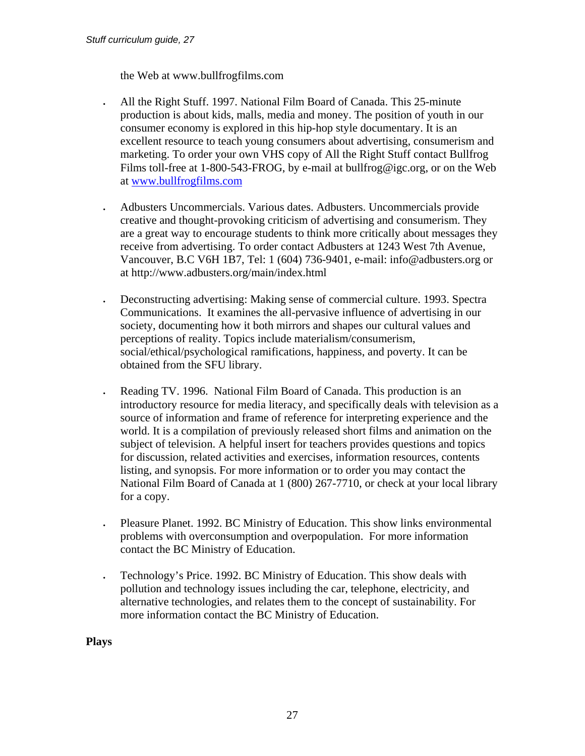the Web at www.bullfrogfilms.com

- All the Right Stuff. 1997. National Film Board of Canada. This 25-minute production is about kids, malls, media and money. The position of youth in our consumer economy is explored in this hip-hop style documentary. It is an excellent resource to teach young consumers about advertising, consumerism and marketing. To order your own VHS copy of All the Right Stuff contact Bullfrog Films toll-free at 1-800-543-FROG, by e-mail at bullfrog@igc.org, or on the Web at www.bullfrogfilms.com

- Adbusters Uncommercials. Various dates. Adbusters. Uncommercials provide creative and thought-provoking criticism of advertising and consumerism. They are a great way to encourage students to think more critically about messages they receive from advertising. To order contact Adbusters at 1243 West 7th Avenue, Vancouver, B.C V6H 1B7, Tel: 1 (604) 736-9401, e-mail: info@adbusters.org or at http://www.adbusters.org/main/index.html

- Deconstructing advertising: Making sense of commercial culture. 1993. Spectra Communications. It examines the all-pervasive influence of advertising in our society, documenting how it both mirrors and shapes our cultural values and perceptions of reality. Topics include materialism/consumerism, social/ethical/psychological ramifications, happiness, and poverty. It can be obtained from the SFU library.

- Reading TV. 1996. National Film Board of Canada. This production is an introductory resource for media literacy, and specifically deals with television as a source of information and frame of reference for interpreting experience and the world. It is a compilation of previously released short films and animation on the subject of television. A helpful insert for teachers provides questions and topics for discussion, related activities and exercises, information resources, contents listing, and synopsis. For more information or to order you may contact the National Film Board of Canada at 1 (800) 267-7710, or check at your local library for a copy.

- Pleasure Planet. 1992. BC Ministry of Education. This show links environmental problems with overconsumption and overpopulation. For more information contact the BC Ministry of Education.

- Technology's Price. 1992. BC Ministry of Education. This show deals with pollution and technology issues including the car, telephone, electricity, and alternative technologies, and relates them to the concept of sustainability. For more information contact the BC Ministry of Education.

**Plays**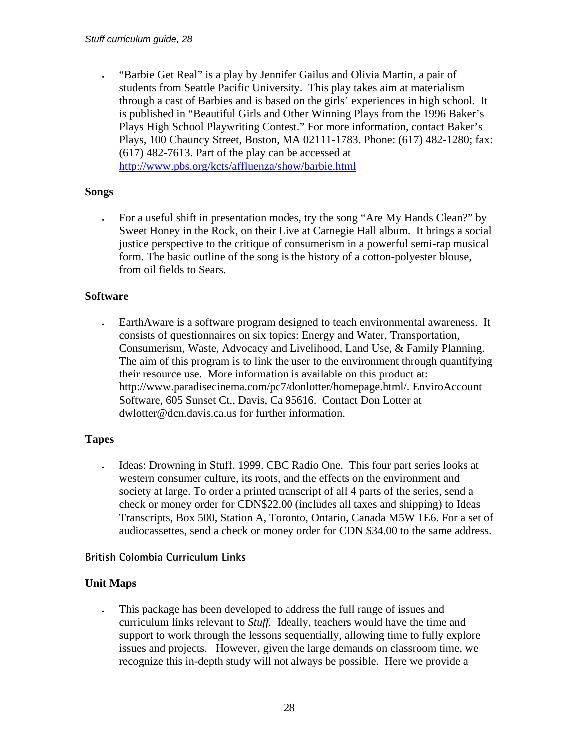- "Barbie Get Real" is a play by Jennifer Gailus and Olivia Martin, a pair of students from Seattle Pacific University. This play takes aim at materialism through a cast of Barbies and is based on the girls' experiences in high school. It is published in "Beautiful Girls and Other Winning Plays from the 1996 Baker's Plays High School Playwriting Contest." For more information, contact Baker's Plays, 100 Chauncy Street, Boston, MA 02111-1783. Phone: (617) 482-1280; fax: (617) 482-7613. Part of the play can be accessed at http://www.pbs.org/kcts/affluenza/show/barbie.html

### Songs

- For a useful shift in presentation modes, try the song "Are My Hands Clean?" by Sweet Honey in the Rock, on their Live at Carnegie Hall album. It brings a social justice perspective to the critique of consumerism in a powerful semi-rap musical form. The basic outline of the song is the history of a cotton-polyester blouse, from oil fields to Sears.

### Software

- EarthAware is a software program designed to teach environmental awareness. It consists of questionnaires on six topics: Energy and Water, Transportation, Consumerism, Waste, Advocacy and Livelihood, Land Use, & Family Planning. The aim of this program is to link the user to the environment through quantifying their resource use. More information is available on this product at: http://www.paradisecinema.com/pc7/donlotter/homepage.html/. EnviroAccount Software, 605 Sunset Ct., Davis, Ca 95616. Contact Don Lotter at dwlotter@dcn.davis.ca.us for further information.

### Tapes

- Ideas: Drowning in Stuff. 1999. CBC Radio One. This four part series looks at western consumer culture, its roots, and the effects on the environment and society at large. To order a printed transcript of all 4 parts of the series, send a check or money order for CDN$22.00 (includes all taxes and shipping) to Ideas Transcripts, Box 500, Station A, Toronto, Ontario, Canada M5W 1E6. For a set of audiocassettes, send a check or money order for CDN $34.00 to the same address.

## British Colombia Curriculum Links

### Unit Maps

- This package has been developed to address the full range of issues and curriculum links relevant to *Stuff.* Ideally, teachers would have the time and support to work through the lessons sequentially, allowing time to fully explore issues and projects. However, given the large demands on classroom time, we recognize this in-depth study will not always be possible. Here we provide a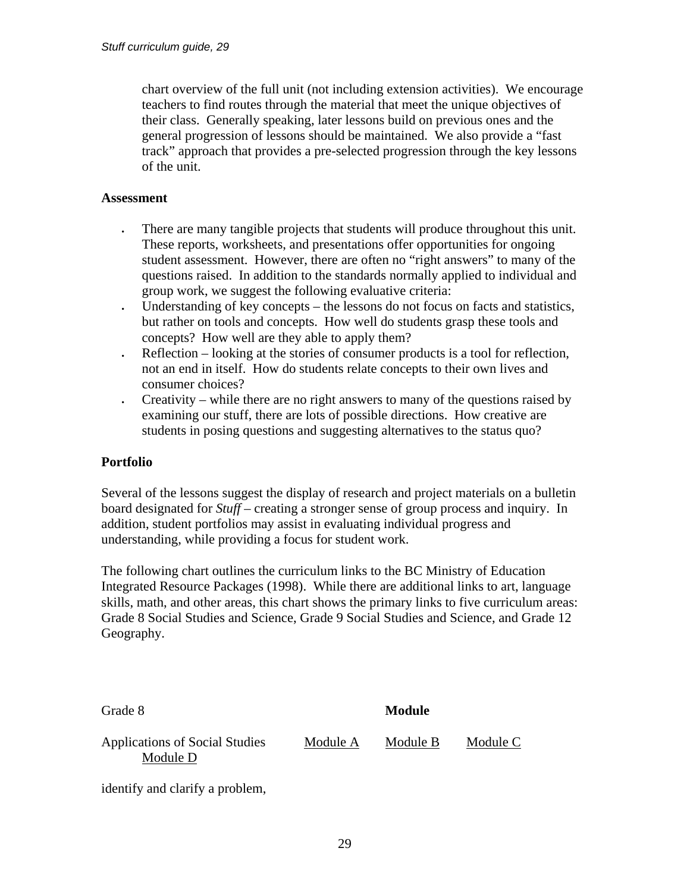chart overview of the full unit (not including extension activities). We encourage teachers to find routes through the material that meet the unique objectives of their class. Generally speaking, later lessons build on previous ones and the general progression of lessons should be maintained. We also provide a "fast track" approach that provides a pre-selected progression through the key lessons of the unit.

**Assessment**

- There are many tangible projects that students will produce throughout this unit. These reports, worksheets, and presentations offer opportunities for ongoing student assessment. However, there are often no "right answers" to many of the questions raised. In addition to the standards normally applied to individual and group work, we suggest the following evaluative criteria:
- Understanding of key concepts – the lessons do not focus on facts and statistics, but rather on tools and concepts. How well do students grasp these tools and concepts? How well are they able to apply them?
- Reflection – looking at the stories of consumer products is a tool for reflection, not an end in itself. How do students relate concepts to their own lives and consumer choices?
- Creativity – while there are no right answers to many of the questions raised by examining our stuff, there are lots of possible directions. How creative are students in posing questions and suggesting alternatives to the status quo?

**Portfolio**

Several of the lessons suggest the display of research and project materials on a bulletin board designated for *Stuff* – creating a stronger sense of group process and inquiry. In addition, student portfolios may assist in evaluating individual progress and understanding, while providing a focus for student work.

The following chart outlines the curriculum links to the BC Ministry of Education Integrated Resource Packages (1998). While there are additional links to art, language skills, math, and other areas, this chart shows the primary links to five curriculum areas: Grade 8 Social Studies and Science, Grade 9 Social Studies and Science, and Grade 12 Geography.

| Grade 8 | | **Module** | | |
|---|---|---|---|---|
| Applications of Social Studies | Module A | Module B | Module C | Module D |
| identify and clarify a problem, | | | | |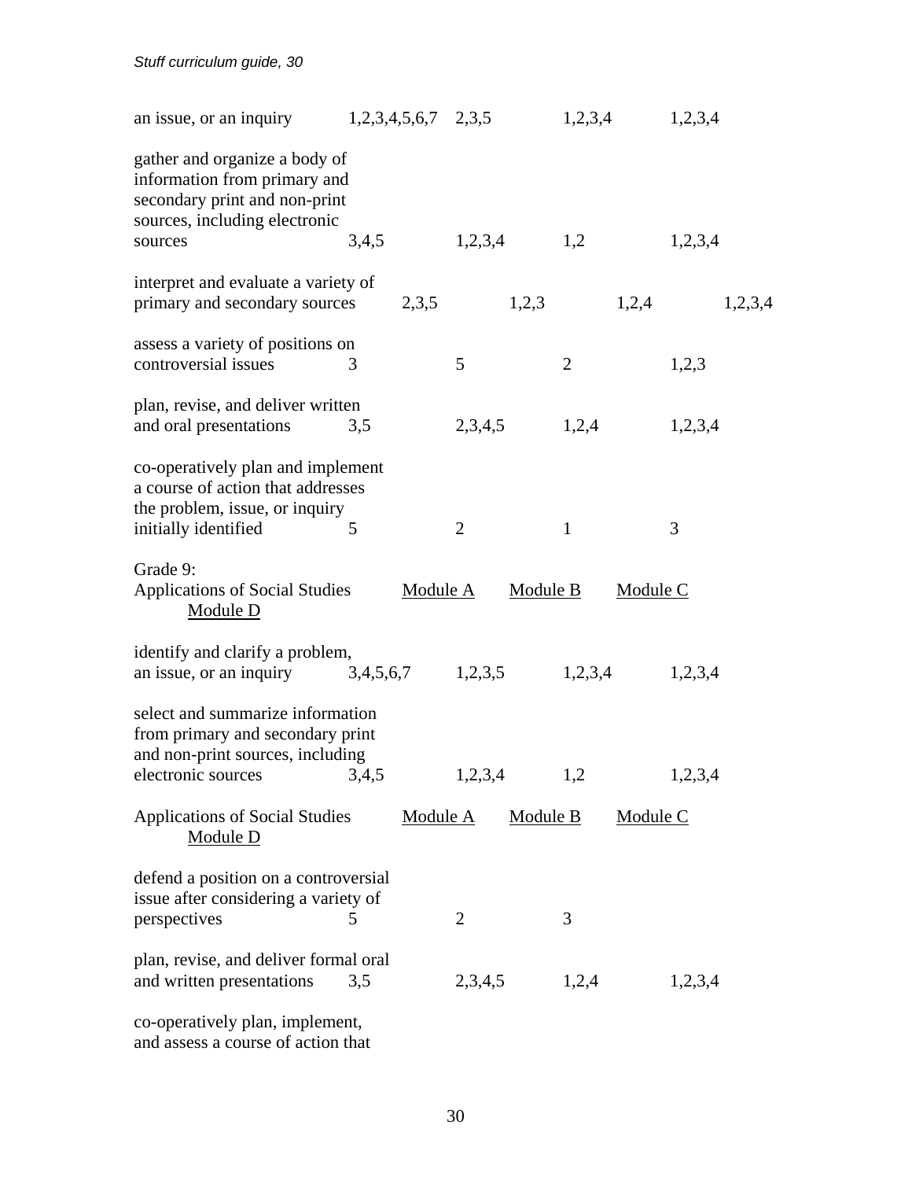| | | | | |
|---|---|---|---|---|
| an issue, or an inquiry | 1,2,3,4,5,6,7 | 2,3,5 | 1,2,3,4 | 1,2,3,4 |
| gather and organize a body of information from primary and secondary print and non-print sources, including electronic sources | 3,4,5 | 1,2,3,4 | 1,2 | 1,2,3,4 |
| interpret and evaluate a variety of primary and secondary sources | 2,3,5 | 1,2,3 | 1,2,4 | 1,2,3,4 |
| assess a variety of positions on controversial issues | 3 | 5 | 2 | 1,2,3 |
| plan, revise, and deliver written and oral presentations | 3,5 | 2,3,4,5 | 1,2,4 | 1,2,3,4 |
| co-operatively plan and implement a course of action that addresses the problem, issue, or inquiry initially identified | 5 | 2 | 1 | 3 |

Grade 9:

| Applications of Social Studies | Module A | Module B | Module C | Module D |
|---|---|---|---|---|
| identify and clarify a problem, an issue, or an inquiry | 3,4,5,6,7 | 1,2,3,5 | 1,2,3,4 | 1,2,3,4 |
| select and summarize information from primary and secondary print and non-print sources, including electronic sources | 3,4,5 | 1,2,3,4 | 1,2 | 1,2,3,4 |

| Applications of Social Studies | Module A | Module B | Module C | Module D |
|---|---|---|---|---|
| defend a position on a controversial issue after considering a variety of perspectives | 5 | 2 | 3 | |
| plan, revise, and deliver formal oral and written presentations | 3,5 | 2,3,4,5 | 1,2,4 | 1,2,3,4 |
| co-operatively plan, implement, and assess a course of action that | | | | |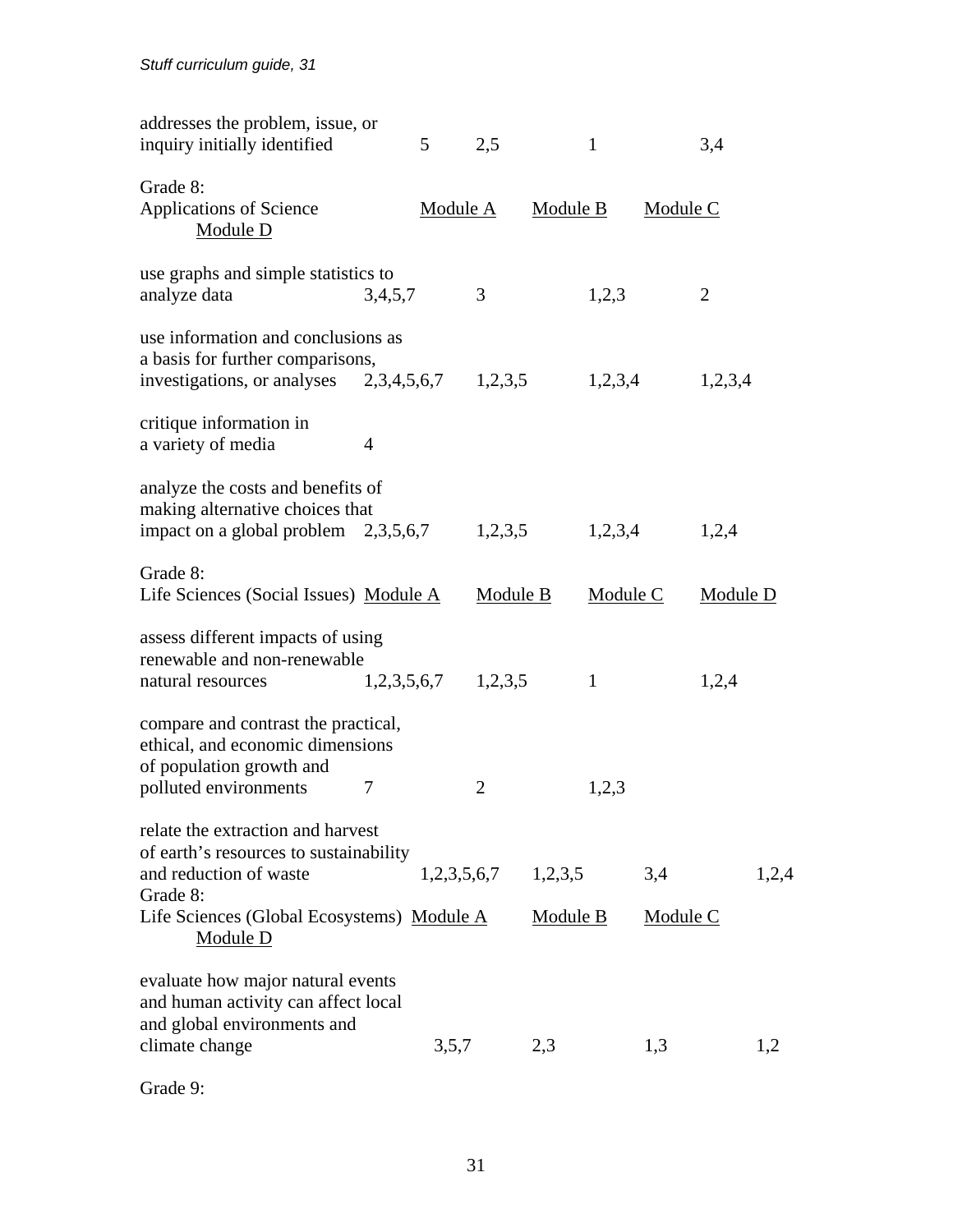| | | | | |
|---|---|---|---|---|
| addresses the problem, issue, or inquiry initially identified | 5 | 2,5 | 1 | 3,4 |

| Grade 8: Applications of Science | Module A | Module B | Module C | Module D |
|---|---|---|---|---|
| use graphs and simple statistics to analyze data | 3,4,5,7 | 3 | 1,2,3 | 2 |
| use information and conclusions as a basis for further comparisons, investigations, or analyses | 2,3,4,5,6,7 | 1,2,3,5 | 1,2,3,4 | 1,2,3,4 |
| critique information in a variety of media | 4 | | | |
| analyze the costs and benefits of making alternative choices that impact on a global problem | 2,3,5,6,7 | 1,2,3,5 | 1,2,3,4 | 1,2,4 |

| Grade 8: Life Sciences (Social Issues) | Module A | Module B | Module C | Module D |
|---|---|---|---|---|
| assess different impacts of using renewable and non-renewable natural resources | 1,2,3,5,6,7 | 1,2,3,5 | 1 | 1,2,4 |
| compare and contrast the practical, ethical, and economic dimensions of population growth and polluted environments | 7 | 2 | 1,2,3 | |
| relate the extraction and harvest of earth's resources to sustainability and reduction of waste | 1,2,3,5,6,7 | 1,2,3,5 | 3,4 | 1,2,4 |

| Grade 8: Life Sciences (Global Ecosystems) | Module A | Module B | Module C | Module D |
|---|---|---|---|---|
| evaluate how major natural events and human activity can affect local and global environments and climate change | 3,5,7 | 2,3 | 1,3 | 1,2 |

Grade 9: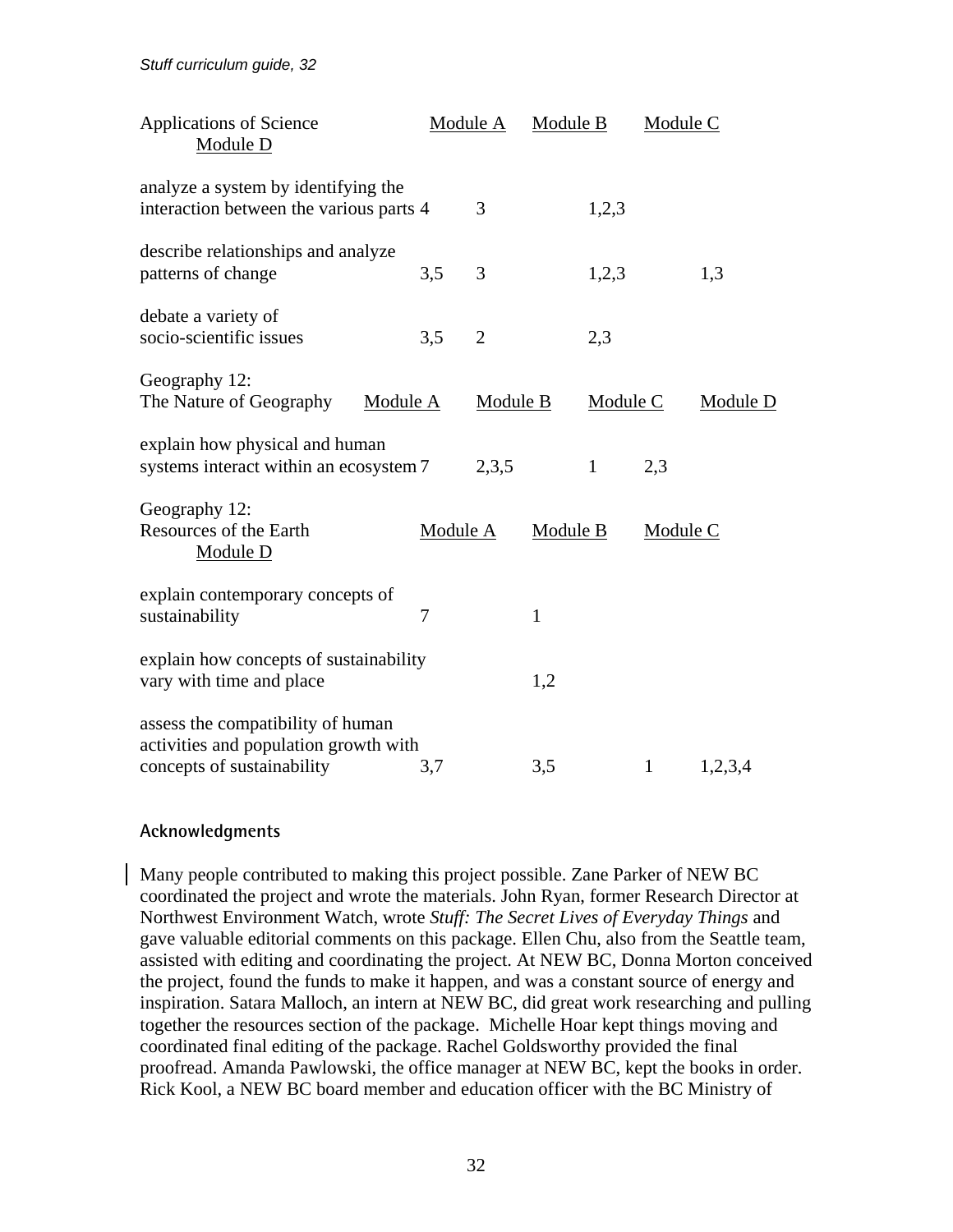| Applications of Science | Module A | Module B | Module C | Module D |
|---|---|---|---|---|
| analyze a system by identifying the interaction between the various parts | 4 | 3 | 1,2,3 | |
| describe relationships and analyze patterns of change | 3,5 | 3 | 1,2,3 | 1,3 |
| debate a variety of socio-scientific issues | 3,5 | 2 | 2,3 | |

| Geography 12: The Nature of Geography | Module A | Module B | Module C | Module D |
|---|---|---|---|---|
| explain how physical and human systems interact within an ecosystem | 7 | 2,3,5 | 1 | 2,3 |

| Geography 12: Resources of the Earth | Module A | Module B | Module C | Module D |
|---|---|---|---|---|
| explain contemporary concepts of sustainability | 7 | 1 | | |
| explain how concepts of sustainability vary with time and place | | 1,2 | | |
| assess the compatibility of human activities and population growth with concepts of sustainability | 3,7 | 3,5 | 1 | 1,2,3,4 |

## Acknowledgments

Many people contributed to making this project possible. Zane Parker of NEW BC coordinated the project and wrote the materials. John Ryan, former Research Director at Northwest Environment Watch, wrote *Stuff: The Secret Lives of Everyday Things* and gave valuable editorial comments on this package. Ellen Chu, also from the Seattle team, assisted with editing and coordinating the project. At NEW BC, Donna Morton conceived the project, found the funds to make it happen, and was a constant source of energy and inspiration. Satara Malloch, an intern at NEW BC, did great work researching and pulling together the resources section of the package. Michelle Hoar kept things moving and coordinated final editing of the package. Rachel Goldsworthy provided the final proofread. Amanda Pawlowski, the office manager at NEW BC, kept the books in order. Rick Kool, a NEW BC board member and education officer with the BC Ministry of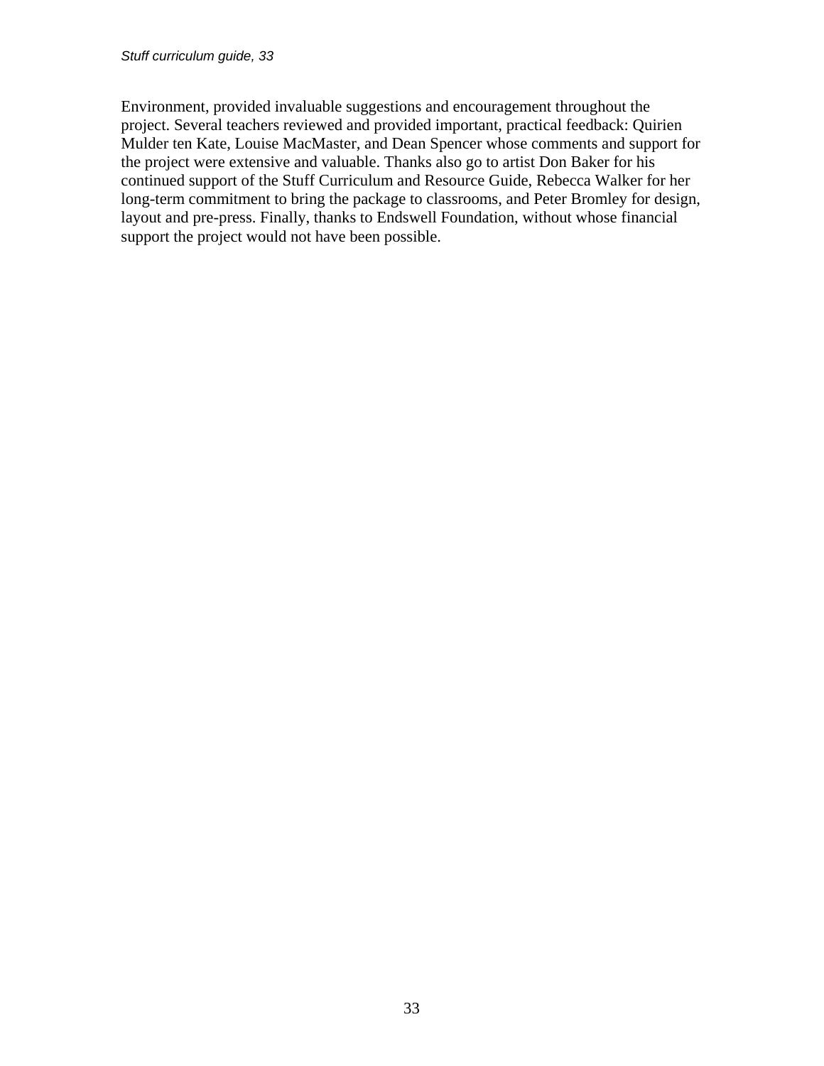Environment, provided invaluable suggestions and encouragement throughout the project. Several teachers reviewed and provided important, practical feedback: Quirien Mulder ten Kate, Louise MacMaster, and Dean Spencer whose comments and support for the project were extensive and valuable. Thanks also go to artist Don Baker for his continued support of the Stuff Curriculum and Resource Guide, Rebecca Walker for her long-term commitment to bring the package to classrooms, and Peter Bromley for design, layout and pre-press. Finally, thanks to Endswell Foundation, without whose financial support the project would not have been possible.